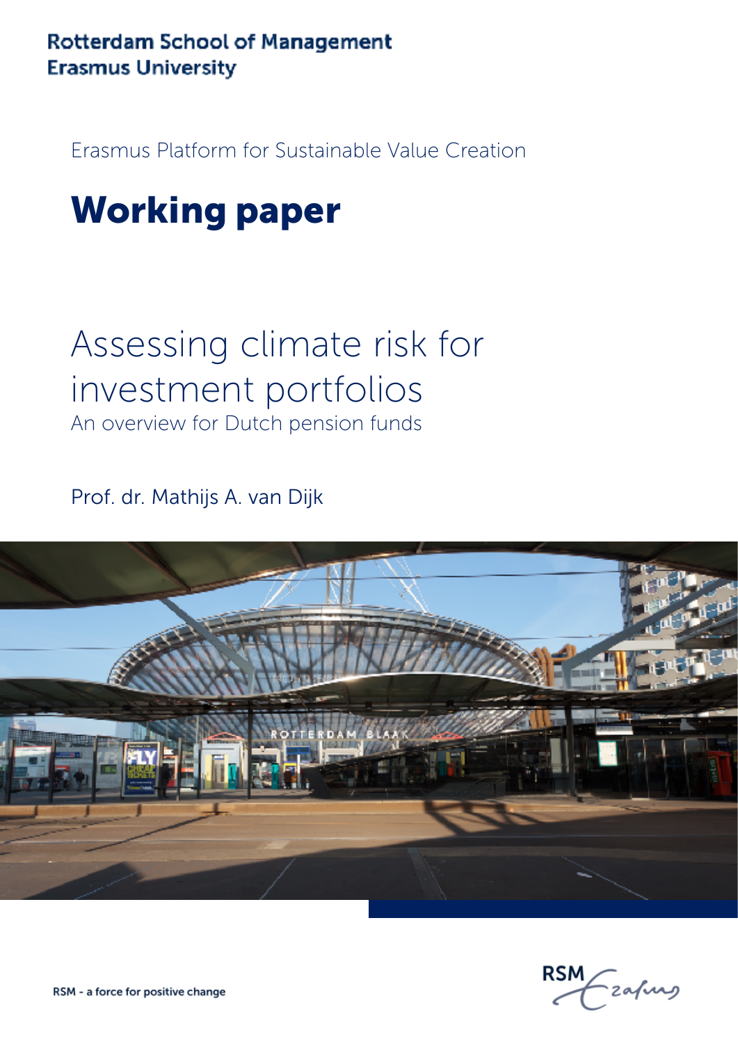Rotterdam School of Management
Erasmus University

Erasmus Platform for Sustainable Value Creation

# Working paper

# Assessing climate risk for investment portfolios

## An overview for Dutch pension funds

Prof. dr. Mathijs A. van Dijk

RSM - a force for positive change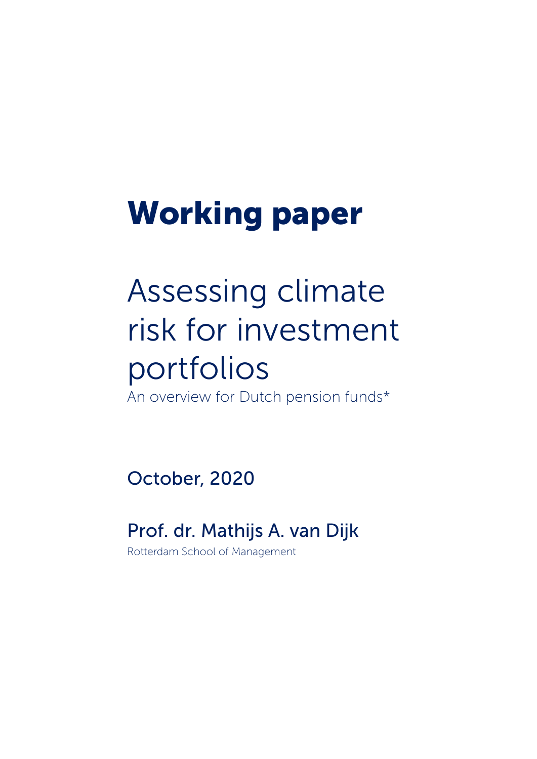# Working paper

# Assessing climate risk for investment portfolios

An overview for Dutch pension funds*

October, 2020

Prof. dr. Mathijs A. van Dijk

Rotterdam School of Management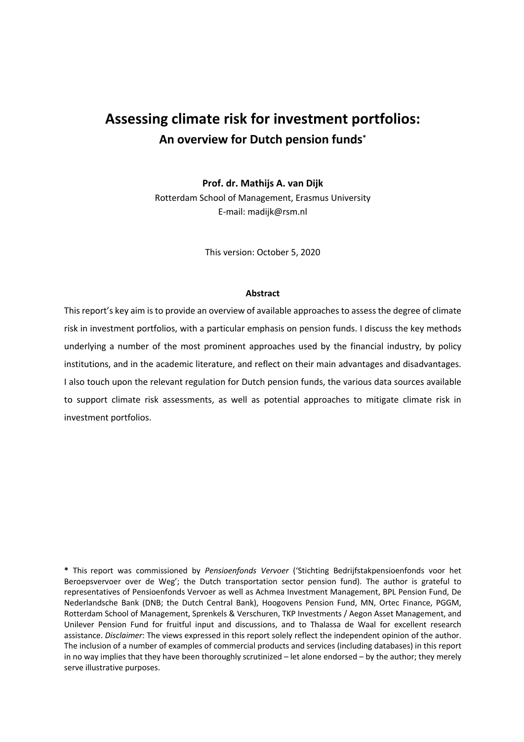# Assessing climate risk for investment portfolios:

## An overview for Dutch pension funds*

**Prof. dr. Mathijs A. van Dijk**

Rotterdam School of Management, Erasmus University

E-mail: madijk@rsm.nl

This version: October 5, 2020

**Abstract**

This report's key aim is to provide an overview of available approaches to assess the degree of climate risk in investment portfolios, with a particular emphasis on pension funds. I discuss the key methods underlying a number of the most prominent approaches used by the financial industry, by policy institutions, and in the academic literature, and reflect on their main advantages and disadvantages. I also touch upon the relevant regulation for Dutch pension funds, the various data sources available to support climate risk assessments, as well as potential approaches to mitigate climate risk in investment portfolios.

**\*** This report was commissioned by *Pensioenfonds Vervoer* ('Stichting Bedrijfstakpensioenfonds voor het Beroepsvervoer over de Weg'; the Dutch transportation sector pension fund). The author is grateful to representatives of Pensioenfonds Vervoer as well as Achmea Investment Management, BPL Pension Fund, De Nederlandsche Bank (DNB; the Dutch Central Bank), Hoogovens Pension Fund, MN, Ortec Finance, PGGM, Rotterdam School of Management, Sprenkels & Verschuren, TKP Investments / Aegon Asset Management, and Unilever Pension Fund for fruitful input and discussions, and to Thalassa de Waal for excellent research assistance. *Disclaimer*: The views expressed in this report solely reflect the independent opinion of the author. The inclusion of a number of examples of commercial products and services (including databases) in this report in no way implies that they have been thoroughly scrutinized – let alone endorsed – by the author; they merely serve illustrative purposes.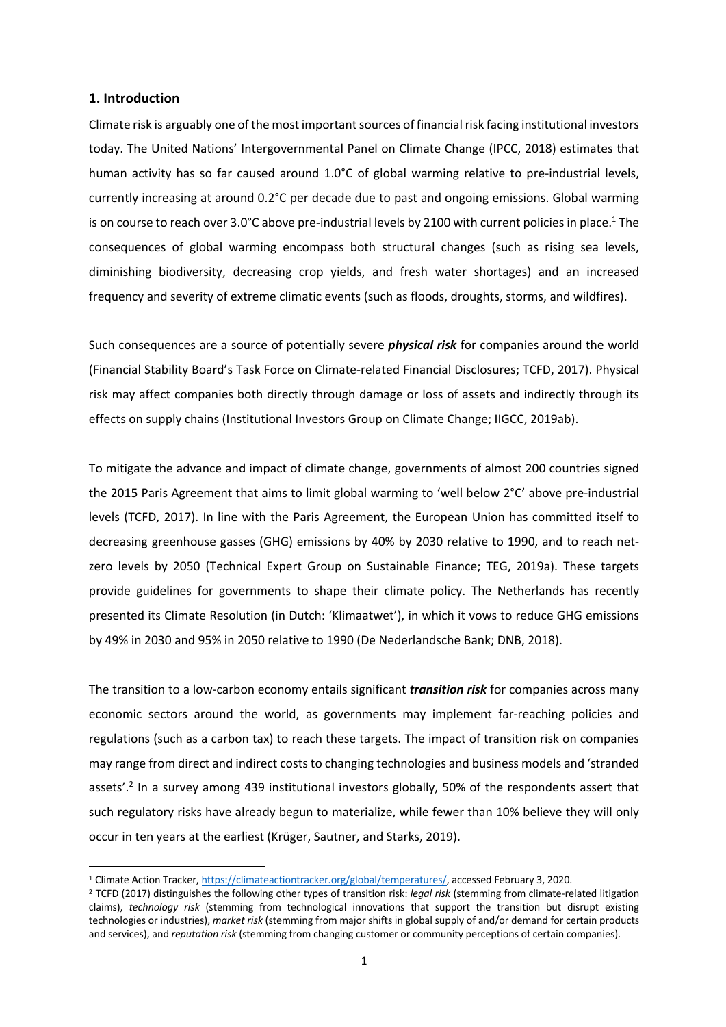## 1. Introduction

Climate risk is arguably one of the most important sources of financial risk facing institutional investors today. The United Nations' Intergovernmental Panel on Climate Change (IPCC, 2018) estimates that human activity has so far caused around 1.0°C of global warming relative to pre-industrial levels, currently increasing at around 0.2°C per decade due to past and ongoing emissions. Global warming is on course to reach over 3.0°C above pre-industrial levels by 2100 with current policies in place.[1] The consequences of global warming encompass both structural changes (such as rising sea levels, diminishing biodiversity, decreasing crop yields, and fresh water shortages) and an increased frequency and severity of extreme climatic events (such as floods, droughts, storms, and wildfires).

Such consequences are a source of potentially severe ***physical risk*** for companies around the world (Financial Stability Board's Task Force on Climate-related Financial Disclosures; TCFD, 2017). Physical risk may affect companies both directly through damage or loss of assets and indirectly through its effects on supply chains (Institutional Investors Group on Climate Change; IIGCC, 2019ab).

To mitigate the advance and impact of climate change, governments of almost 200 countries signed the 2015 Paris Agreement that aims to limit global warming to 'well below 2°C' above pre-industrial levels (TCFD, 2017). In line with the Paris Agreement, the European Union has committed itself to decreasing greenhouse gasses (GHG) emissions by 40% by 2030 relative to 1990, and to reach net-zero levels by 2050 (Technical Expert Group on Sustainable Finance; TEG, 2019a). These targets provide guidelines for governments to shape their climate policy. The Netherlands has recently presented its Climate Resolution (in Dutch: 'Klimaatwet'), in which it vows to reduce GHG emissions by 49% in 2030 and 95% in 2050 relative to 1990 (De Nederlandsche Bank; DNB, 2018).

The transition to a low-carbon economy entails significant ***transition risk*** for companies across many economic sectors around the world, as governments may implement far-reaching policies and regulations (such as a carbon tax) to reach these targets. The impact of transition risk on companies may range from direct and indirect costs to changing technologies and business models and 'stranded assets'.[2] In a survey among 439 institutional investors globally, 50% of the respondents assert that such regulatory risks have already begun to materialize, while fewer than 10% believe they will only occur in ten years at the earliest (Krüger, Sautner, and Starks, 2019).

[1] Climate Action Tracker, https://climateactiontracker.org/global/temperatures/, accessed February 3, 2020.

[2] TCFD (2017) distinguishes the following other types of transition risk: *legal risk* (stemming from climate-related litigation claims), *technology risk* (stemming from technological innovations that support the transition but disrupt existing technologies or industries), *market risk* (stemming from major shifts in global supply of and/or demand for certain products and services), and *reputation risk* (stemming from changing customer or community perceptions of certain companies).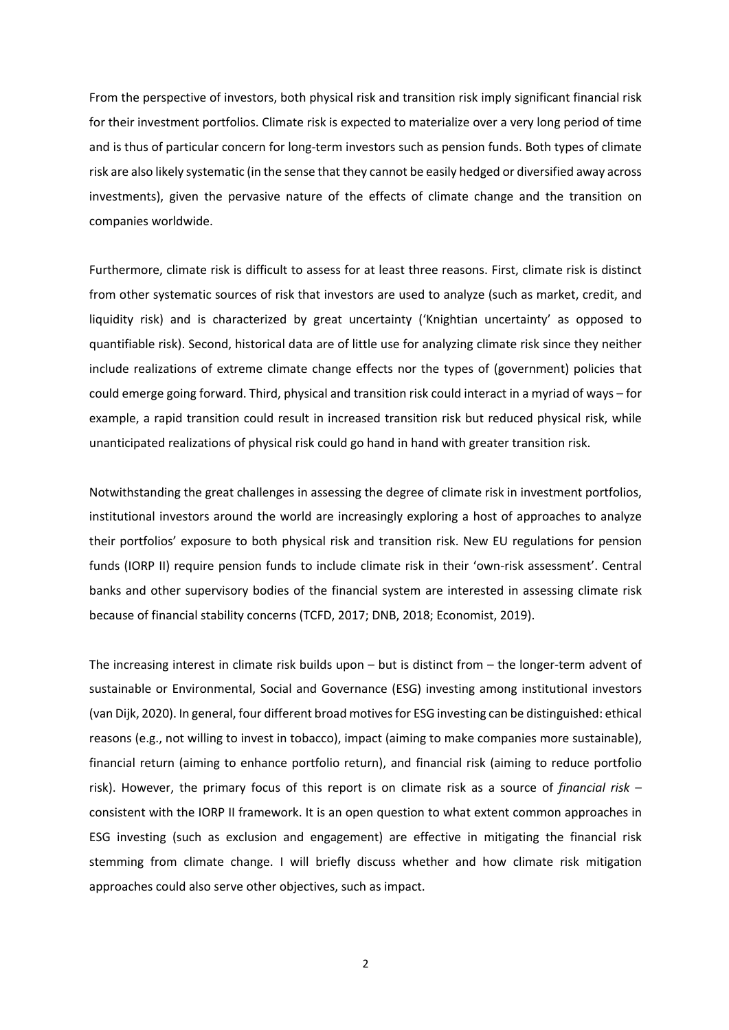From the perspective of investors, both physical risk and transition risk imply significant financial risk for their investment portfolios. Climate risk is expected to materialize over a very long period of time and is thus of particular concern for long-term investors such as pension funds. Both types of climate risk are also likely systematic (in the sense that they cannot be easily hedged or diversified away across investments), given the pervasive nature of the effects of climate change and the transition on companies worldwide.

Furthermore, climate risk is difficult to assess for at least three reasons. First, climate risk is distinct from other systematic sources of risk that investors are used to analyze (such as market, credit, and liquidity risk) and is characterized by great uncertainty ('Knightian uncertainty' as opposed to quantifiable risk). Second, historical data are of little use for analyzing climate risk since they neither include realizations of extreme climate change effects nor the types of (government) policies that could emerge going forward. Third, physical and transition risk could interact in a myriad of ways – for example, a rapid transition could result in increased transition risk but reduced physical risk, while unanticipated realizations of physical risk could go hand in hand with greater transition risk.

Notwithstanding the great challenges in assessing the degree of climate risk in investment portfolios, institutional investors around the world are increasingly exploring a host of approaches to analyze their portfolios' exposure to both physical risk and transition risk. New EU regulations for pension funds (IORP II) require pension funds to include climate risk in their 'own-risk assessment'. Central banks and other supervisory bodies of the financial system are interested in assessing climate risk because of financial stability concerns (TCFD, 2017; DNB, 2018; Economist, 2019).

The increasing interest in climate risk builds upon – but is distinct from – the longer-term advent of sustainable or Environmental, Social and Governance (ESG) investing among institutional investors (van Dijk, 2020). In general, four different broad motives for ESG investing can be distinguished: ethical reasons (e.g., not willing to invest in tobacco), impact (aiming to make companies more sustainable), financial return (aiming to enhance portfolio return), and financial risk (aiming to reduce portfolio risk). However, the primary focus of this report is on climate risk as a source of *financial risk* – consistent with the IORP II framework. It is an open question to what extent common approaches in ESG investing (such as exclusion and engagement) are effective in mitigating the financial risk stemming from climate change. I will briefly discuss whether and how climate risk mitigation approaches could also serve other objectives, such as impact.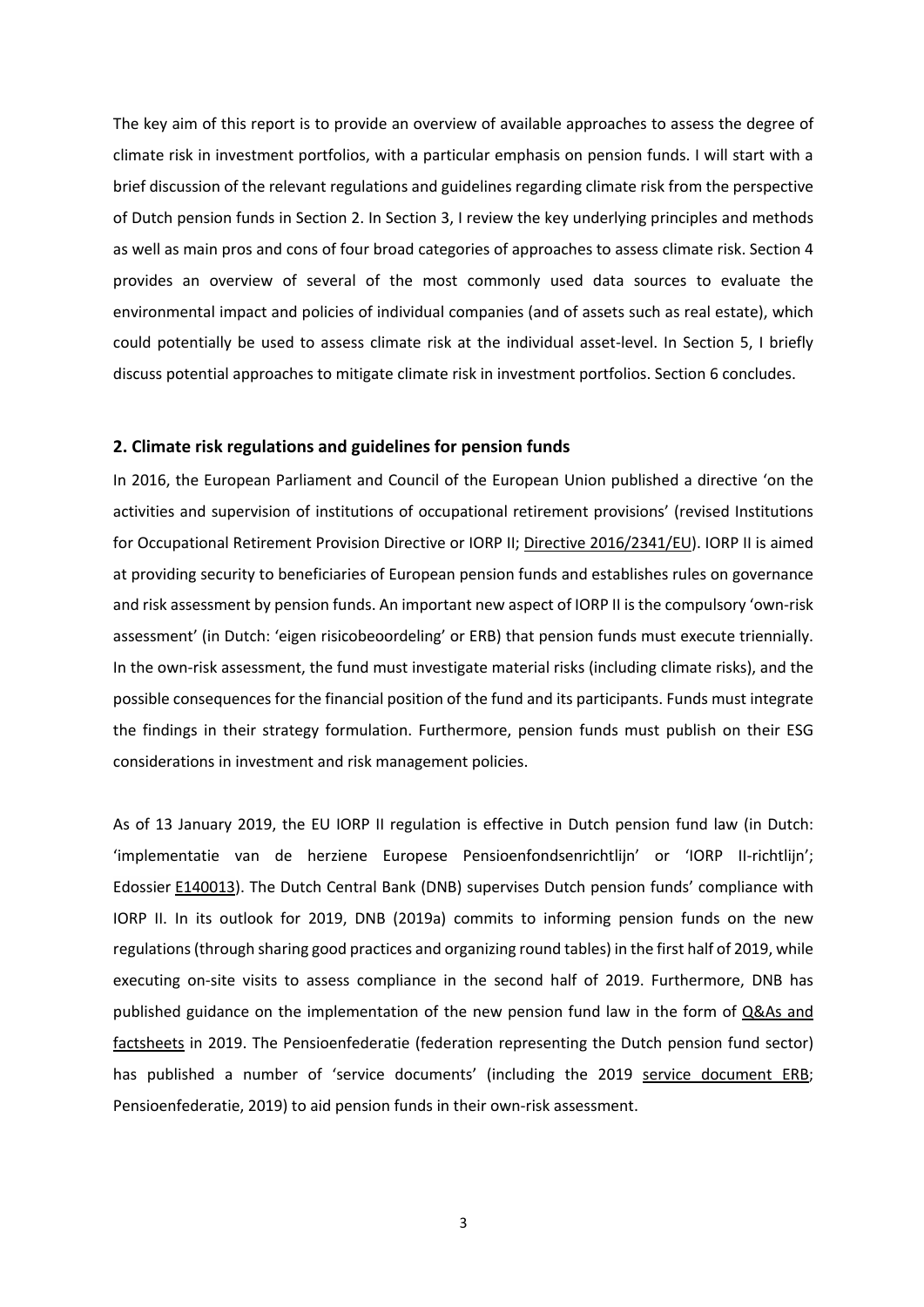The key aim of this report is to provide an overview of available approaches to assess the degree of climate risk in investment portfolios, with a particular emphasis on pension funds. I will start with a brief discussion of the relevant regulations and guidelines regarding climate risk from the perspective of Dutch pension funds in Section 2. In Section 3, I review the key underlying principles and methods as well as main pros and cons of four broad categories of approaches to assess climate risk. Section 4 provides an overview of several of the most commonly used data sources to evaluate the environmental impact and policies of individual companies (and of assets such as real estate), which could potentially be used to assess climate risk at the individual asset-level. In Section 5, I briefly discuss potential approaches to mitigate climate risk in investment portfolios. Section 6 concludes.

## 2. Climate risk regulations and guidelines for pension funds

In 2016, the European Parliament and Council of the European Union published a directive 'on the activities and supervision of institutions of occupational retirement provisions' (revised Institutions for Occupational Retirement Provision Directive or IORP II; Directive 2016/2341/EU). IORP II is aimed at providing security to beneficiaries of European pension funds and establishes rules on governance and risk assessment by pension funds. An important new aspect of IORP II is the compulsory 'own-risk assessment' (in Dutch: 'eigen risicobeoordeling' or ERB) that pension funds must execute triennially. In the own-risk assessment, the fund must investigate material risks (including climate risks), and the possible consequences for the financial position of the fund and its participants. Funds must integrate the findings in their strategy formulation. Furthermore, pension funds must publish on their ESG considerations in investment and risk management policies.

As of 13 January 2019, the EU IORP II regulation is effective in Dutch pension fund law (in Dutch: 'implementatie van de herziene Europese Pensioenfondsenrichtlijn' or 'IORP II-richtlijn'; Edossier E140013). The Dutch Central Bank (DNB) supervises Dutch pension funds' compliance with IORP II. In its outlook for 2019, DNB (2019a) commits to informing pension funds on the new regulations (through sharing good practices and organizing round tables) in the first half of 2019, while executing on-site visits to assess compliance in the second half of 2019. Furthermore, DNB has published guidance on the implementation of the new pension fund law in the form of Q&As and factsheets in 2019. The Pensioenfederatie (federation representing the Dutch pension fund sector) has published a number of 'service documents' (including the 2019 service document ERB; Pensioenfederatie, 2019) to aid pension funds in their own-risk assessment.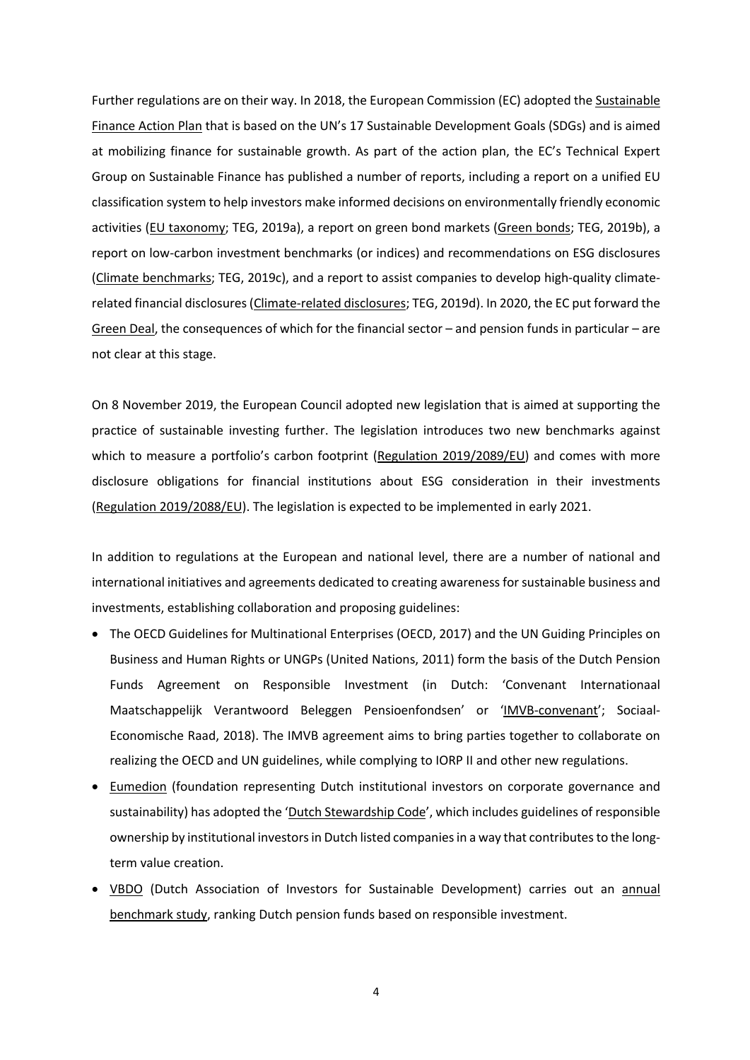Further regulations are on their way. In 2018, the European Commission (EC) adopted the Sustainable Finance Action Plan that is based on the UN's 17 Sustainable Development Goals (SDGs) and is aimed at mobilizing finance for sustainable growth. As part of the action plan, the EC's Technical Expert Group on Sustainable Finance has published a number of reports, including a report on a unified EU classification system to help investors make informed decisions on environmentally friendly economic activities (EU taxonomy; TEG, 2019a), a report on green bond markets (Green bonds; TEG, 2019b), a report on low-carbon investment benchmarks (or indices) and recommendations on ESG disclosures (Climate benchmarks; TEG, 2019c), and a report to assist companies to develop high-quality climate-related financial disclosures (Climate-related disclosures; TEG, 2019d). In 2020, the EC put forward the Green Deal, the consequences of which for the financial sector – and pension funds in particular – are not clear at this stage.

On 8 November 2019, the European Council adopted new legislation that is aimed at supporting the practice of sustainable investing further. The legislation introduces two new benchmarks against which to measure a portfolio's carbon footprint (Regulation 2019/2089/EU) and comes with more disclosure obligations for financial institutions about ESG consideration in their investments (Regulation 2019/2088/EU). The legislation is expected to be implemented in early 2021.

In addition to regulations at the European and national level, there are a number of national and international initiatives and agreements dedicated to creating awareness for sustainable business and investments, establishing collaboration and proposing guidelines:

- The OECD Guidelines for Multinational Enterprises (OECD, 2017) and the UN Guiding Principles on Business and Human Rights or UNGPs (United Nations, 2011) form the basis of the Dutch Pension Funds Agreement on Responsible Investment (in Dutch: 'Convenant Internationaal Maatschappelijk Verantwoord Beleggen Pensioenfondsen' or 'IMVB-convenant'; Sociaal-Economische Raad, 2018). The IMVB agreement aims to bring parties together to collaborate on realizing the OECD and UN guidelines, while complying to IORP II and other new regulations.
- Eumedion (foundation representing Dutch institutional investors on corporate governance and sustainability) has adopted the 'Dutch Stewardship Code', which includes guidelines of responsible ownership by institutional investors in Dutch listed companies in a way that contributes to the long-term value creation.
- VBDO (Dutch Association of Investors for Sustainable Development) carries out an annual benchmark study, ranking Dutch pension funds based on responsible investment.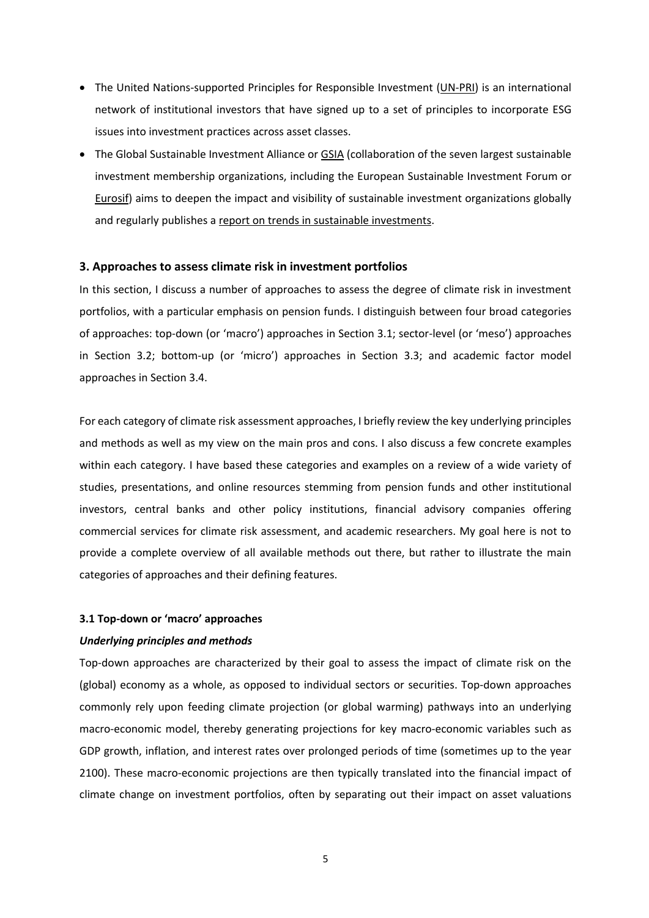- The United Nations-supported Principles for Responsible Investment (UN-PRI) is an international network of institutional investors that have signed up to a set of principles to incorporate ESG issues into investment practices across asset classes.
- The Global Sustainable Investment Alliance or GSIA (collaboration of the seven largest sustainable investment membership organizations, including the European Sustainable Investment Forum or Eurosif) aims to deepen the impact and visibility of sustainable investment organizations globally and regularly publishes a report on trends in sustainable investments.

## 3. Approaches to assess climate risk in investment portfolios

In this section, I discuss a number of approaches to assess the degree of climate risk in investment portfolios, with a particular emphasis on pension funds. I distinguish between four broad categories of approaches: top-down (or 'macro') approaches in Section 3.1; sector-level (or 'meso') approaches in Section 3.2; bottom-up (or 'micro') approaches in Section 3.3; and academic factor model approaches in Section 3.4.

For each category of climate risk assessment approaches, I briefly review the key underlying principles and methods as well as my view on the main pros and cons. I also discuss a few concrete examples within each category. I have based these categories and examples on a review of a wide variety of studies, presentations, and online resources stemming from pension funds and other institutional investors, central banks and other policy institutions, financial advisory companies offering commercial services for climate risk assessment, and academic researchers. My goal here is not to provide a complete overview of all available methods out there, but rather to illustrate the main categories of approaches and their defining features.

### 3.1 Top-down or 'macro' approaches

***Underlying principles and methods***

Top-down approaches are characterized by their goal to assess the impact of climate risk on the (global) economy as a whole, as opposed to individual sectors or securities. Top-down approaches commonly rely upon feeding climate projection (or global warming) pathways into an underlying macro-economic model, thereby generating projections for key macro-economic variables such as GDP growth, inflation, and interest rates over prolonged periods of time (sometimes up to the year 2100). These macro-economic projections are then typically translated into the financial impact of climate change on investment portfolios, often by separating out their impact on asset valuations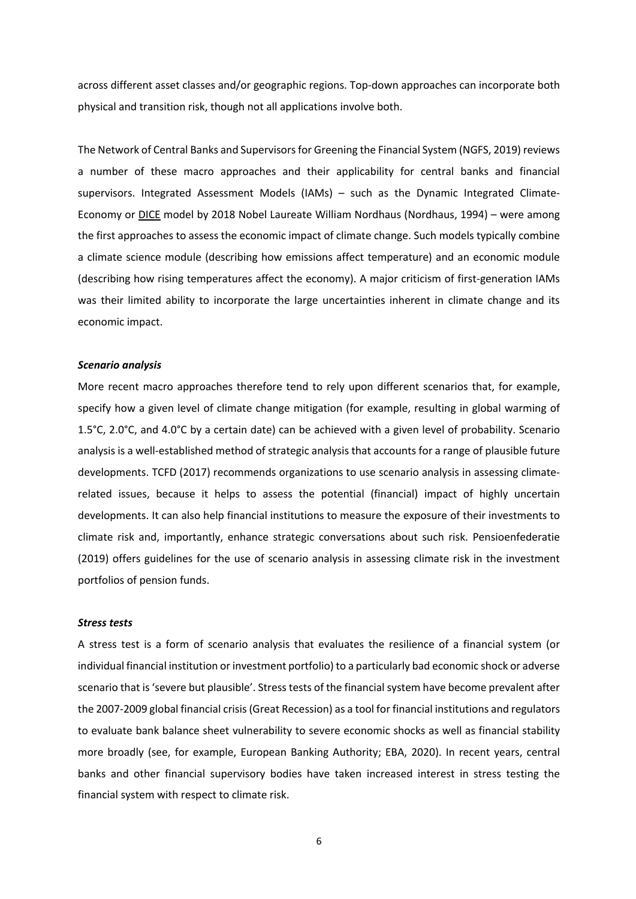across different asset classes and/or geographic regions. Top-down approaches can incorporate both physical and transition risk, though not all applications involve both.

The Network of Central Banks and Supervisors for Greening the Financial System (NGFS, 2019) reviews a number of these macro approaches and their applicability for central banks and financial supervisors. Integrated Assessment Models (IAMs) – such as the Dynamic Integrated Climate-Economy or DICE model by 2018 Nobel Laureate William Nordhaus (Nordhaus, 1994) – were among the first approaches to assess the economic impact of climate change. Such models typically combine a climate science module (describing how emissions affect temperature) and an economic module (describing how rising temperatures affect the economy). A major criticism of first-generation IAMs was their limited ability to incorporate the large uncertainties inherent in climate change and its economic impact.

***Scenario analysis***

More recent macro approaches therefore tend to rely upon different scenarios that, for example, specify how a given level of climate change mitigation (for example, resulting in global warming of 1.5°C, 2.0°C, and 4.0°C by a certain date) can be achieved with a given level of probability. Scenario analysis is a well-established method of strategic analysis that accounts for a range of plausible future developments. TCFD (2017) recommends organizations to use scenario analysis in assessing climate-related issues, because it helps to assess the potential (financial) impact of highly uncertain developments. It can also help financial institutions to measure the exposure of their investments to climate risk and, importantly, enhance strategic conversations about such risk. Pensioenfederatie (2019) offers guidelines for the use of scenario analysis in assessing climate risk in the investment portfolios of pension funds.

***Stress tests***

A stress test is a form of scenario analysis that evaluates the resilience of a financial system (or individual financial institution or investment portfolio) to a particularly bad economic shock or adverse scenario that is 'severe but plausible'. Stress tests of the financial system have become prevalent after the 2007-2009 global financial crisis (Great Recession) as a tool for financial institutions and regulators to evaluate bank balance sheet vulnerability to severe economic shocks as well as financial stability more broadly (see, for example, European Banking Authority; EBA, 2020). In recent years, central banks and other financial supervisory bodies have taken increased interest in stress testing the financial system with respect to climate risk.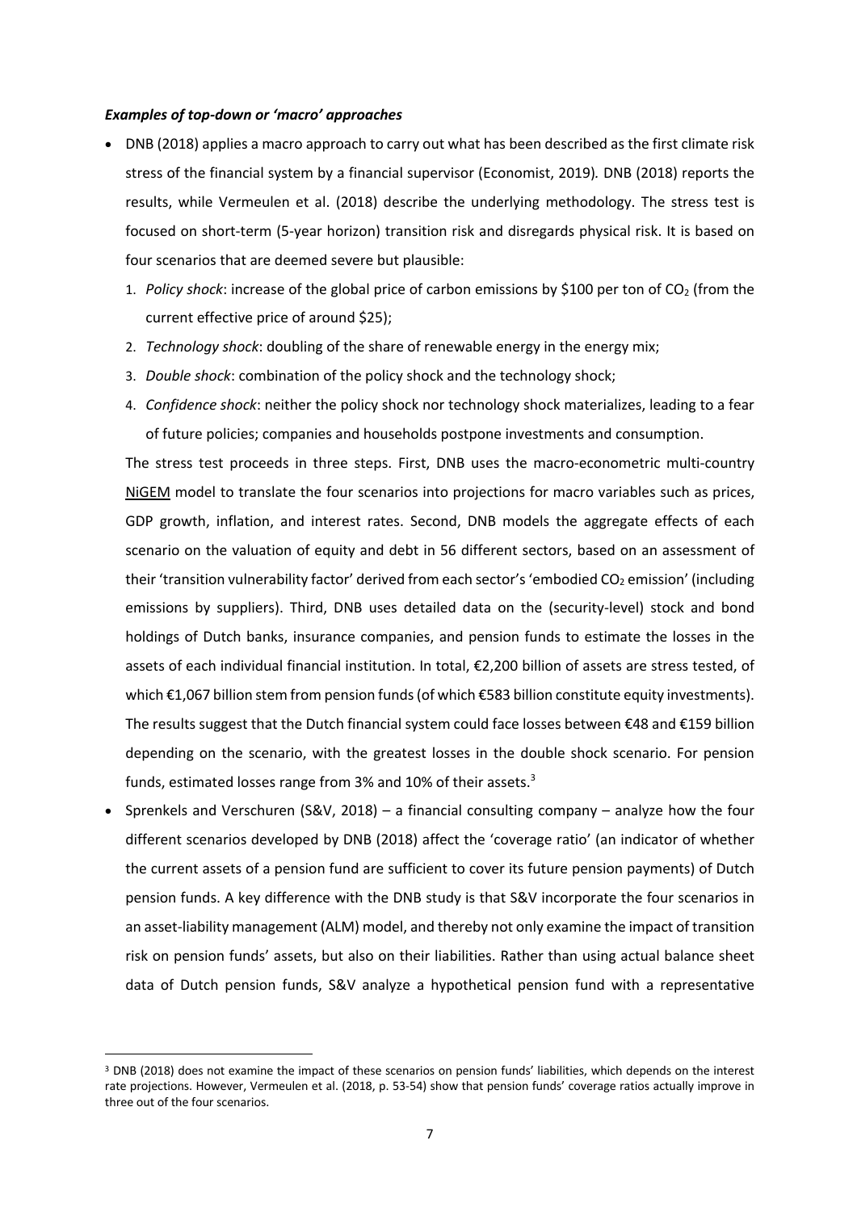***Examples of top-down or 'macro' approaches***

- DNB (2018) applies a macro approach to carry out what has been described as the first climate risk stress of the financial system by a financial supervisor (Economist, 2019). DNB (2018) reports the results, while Vermeulen et al. (2018) describe the underlying methodology. The stress test is focused on short-term (5-year horizon) transition risk and disregards physical risk. It is based on four scenarios that are deemed severe but plausible:
  1. *Policy shock*: increase of the global price of carbon emissions by \$100 per ton of $CO_2$ (from the current effective price of around \$25);
  2. *Technology shock*: doubling of the share of renewable energy in the energy mix;
  3. *Double shock*: combination of the policy shock and the technology shock;
  4. *Confidence shock*: neither the policy shock nor technology shock materializes, leading to a fear of future policies; companies and households postpone investments and consumption.

  The stress test proceeds in three steps. First, DNB uses the macro-econometric multi-country NiGEM model to translate the four scenarios into projections for macro variables such as prices, GDP growth, inflation, and interest rates. Second, DNB models the aggregate effects of each scenario on the valuation of equity and debt in 56 different sectors, based on an assessment of their 'transition vulnerability factor' derived from each sector's 'embodied $CO_2$ emission' (including emissions by suppliers). Third, DNB uses detailed data on the (security-level) stock and bond holdings of Dutch banks, insurance companies, and pension funds to estimate the losses in the assets of each individual financial institution. In total, €2,200 billion of assets are stress tested, of which €1,067 billion stem from pension funds (of which €583 billion constitute equity investments). The results suggest that the Dutch financial system could face losses between €48 and €159 billion depending on the scenario, with the greatest losses in the double shock scenario. For pension funds, estimated losses range from 3% and 10% of their assets.[3]

- Sprenkels and Verschuren (S&V, 2018) – a financial consulting company – analyze how the four different scenarios developed by DNB (2018) affect the 'coverage ratio' (an indicator of whether the current assets of a pension fund are sufficient to cover its future pension payments) of Dutch pension funds. A key difference with the DNB study is that S&V incorporate the four scenarios in an asset-liability management (ALM) model, and thereby not only examine the impact of transition risk on pension funds' assets, but also on their liabilities. Rather than using actual balance sheet data of Dutch pension funds, S&V analyze a hypothetical pension fund with a representative

[3] DNB (2018) does not examine the impact of these scenarios on pension funds' liabilities, which depends on the interest rate projections. However, Vermeulen et al. (2018, p. 53-54) show that pension funds' coverage ratios actually improve in three out of the four scenarios.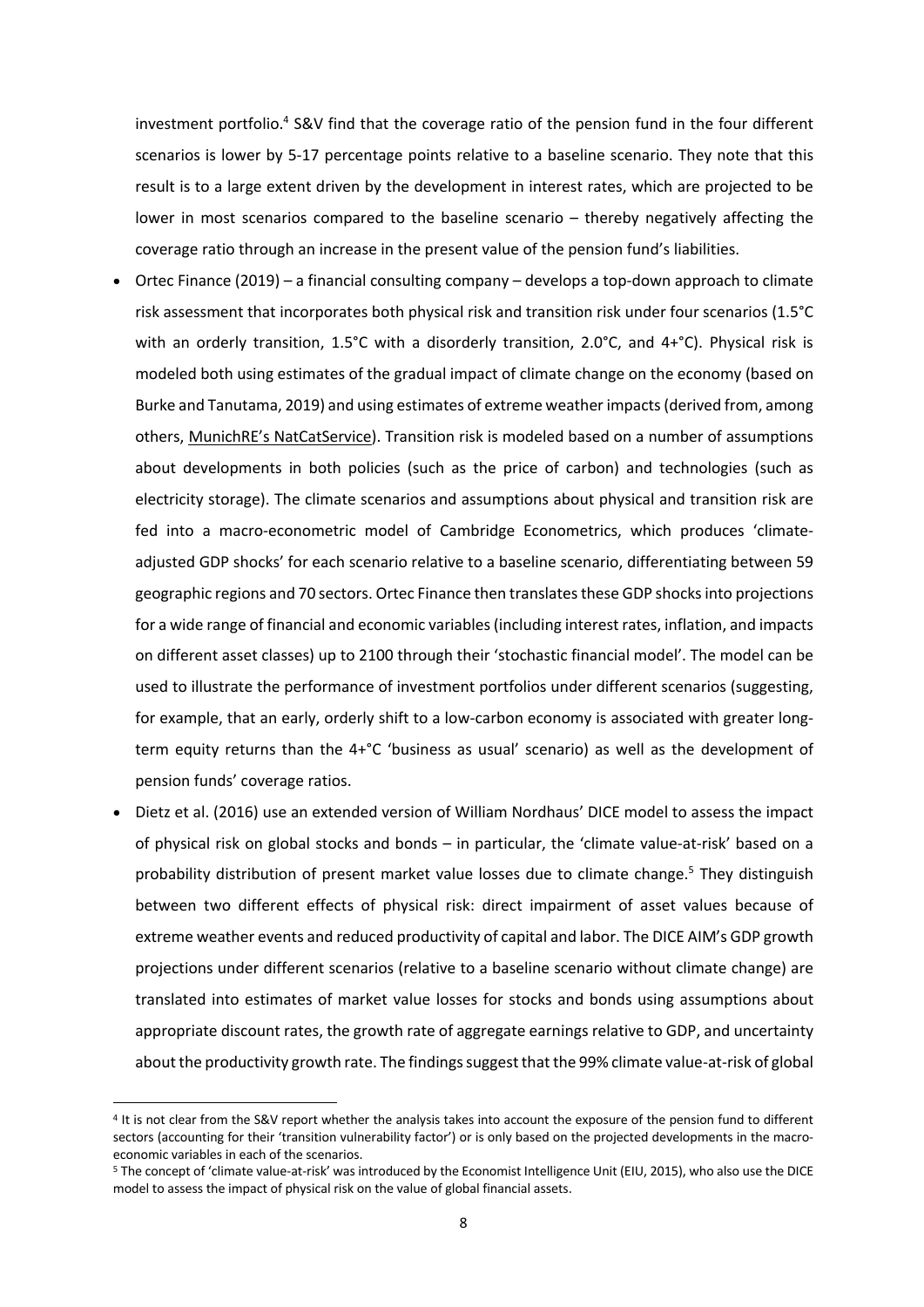investment portfolio.[4] S&V find that the coverage ratio of the pension fund in the four different scenarios is lower by 5-17 percentage points relative to a baseline scenario. They note that this result is to a large extent driven by the development in interest rates, which are projected to be lower in most scenarios compared to the baseline scenario – thereby negatively affecting the coverage ratio through an increase in the present value of the pension fund's liabilities.

- Ortec Finance (2019) – a financial consulting company – develops a top-down approach to climate risk assessment that incorporates both physical risk and transition risk under four scenarios (1.5°C with an orderly transition, 1.5°C with a disorderly transition, 2.0°C, and 4+°C). Physical risk is modeled both using estimates of the gradual impact of climate change on the economy (based on Burke and Tanutama, 2019) and using estimates of extreme weather impacts (derived from, among others, MunichRE's NatCatService). Transition risk is modeled based on a number of assumptions about developments in both policies (such as the price of carbon) and technologies (such as electricity storage). The climate scenarios and assumptions about physical and transition risk are fed into a macro-econometric model of Cambridge Econometrics, which produces 'climate-adjusted GDP shocks' for each scenario relative to a baseline scenario, differentiating between 59 geographic regions and 70 sectors. Ortec Finance then translates these GDP shocks into projections for a wide range of financial and economic variables (including interest rates, inflation, and impacts on different asset classes) up to 2100 through their 'stochastic financial model'. The model can be used to illustrate the performance of investment portfolios under different scenarios (suggesting, for example, that an early, orderly shift to a low-carbon economy is associated with greater long-term equity returns than the 4+°C 'business as usual' scenario) as well as the development of pension funds' coverage ratios.
- Dietz et al. (2016) use an extended version of William Nordhaus' DICE model to assess the impact of physical risk on global stocks and bonds – in particular, the 'climate value-at-risk' based on a probability distribution of present market value losses due to climate change.[5] They distinguish between two different effects of physical risk: direct impairment of asset values because of extreme weather events and reduced productivity of capital and labor. The DICE AIM's GDP growth projections under different scenarios (relative to a baseline scenario without climate change) are translated into estimates of market value losses for stocks and bonds using assumptions about appropriate discount rates, the growth rate of aggregate earnings relative to GDP, and uncertainty about the productivity growth rate. The findings suggest that the 99% climate value-at-risk of global

---

[4] It is not clear from the S&V report whether the analysis takes into account the exposure of the pension fund to different sectors (accounting for their 'transition vulnerability factor') or is only based on the projected developments in the macro-economic variables in each of the scenarios.

[5] The concept of 'climate value-at-risk' was introduced by the Economist Intelligence Unit (EIU, 2015), who also use the DICE model to assess the impact of physical risk on the value of global financial assets.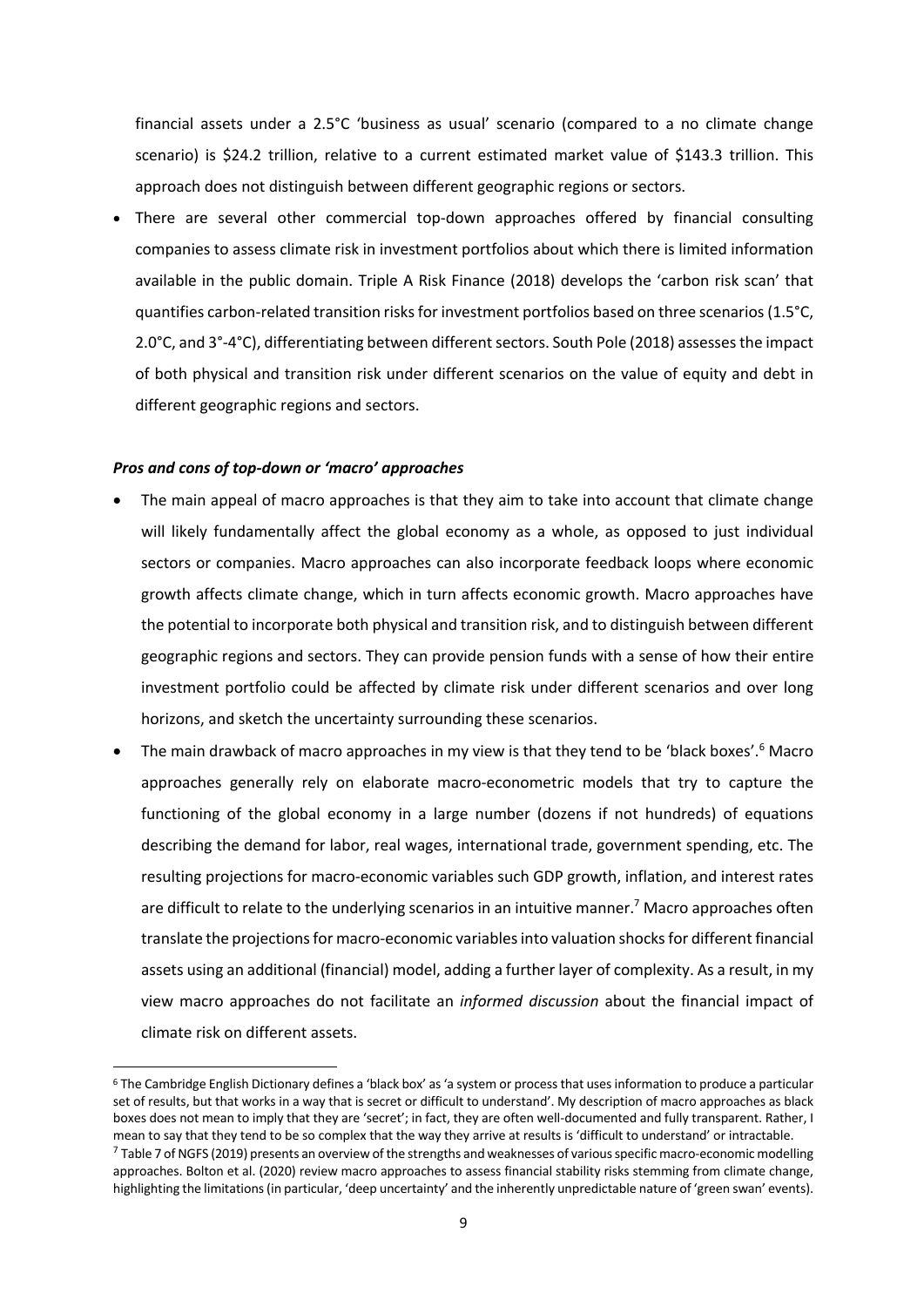financial assets under a 2.5°C 'business as usual' scenario (compared to a no climate change scenario) is \$24.2 trillion, relative to a current estimated market value of \$143.3 trillion. This approach does not distinguish between different geographic regions or sectors.

- There are several other commercial top-down approaches offered by financial consulting companies to assess climate risk in investment portfolios about which there is limited information available in the public domain. Triple A Risk Finance (2018) develops the 'carbon risk scan' that quantifies carbon-related transition risks for investment portfolios based on three scenarios (1.5°C, 2.0°C, and 3°-4°C), differentiating between different sectors. South Pole (2018) assesses the impact of both physical and transition risk under different scenarios on the value of equity and debt in different geographic regions and sectors.

***Pros and cons of top-down or 'macro' approaches***

- The main appeal of macro approaches is that they aim to take into account that climate change will likely fundamentally affect the global economy as a whole, as opposed to just individual sectors or companies. Macro approaches can also incorporate feedback loops where economic growth affects climate change, which in turn affects economic growth. Macro approaches have the potential to incorporate both physical and transition risk, and to distinguish between different geographic regions and sectors. They can provide pension funds with a sense of how their entire investment portfolio could be affected by climate risk under different scenarios and over long horizons, and sketch the uncertainty surrounding these scenarios.
- The main drawback of macro approaches in my view is that they tend to be 'black boxes'.[6] Macro approaches generally rely on elaborate macro-econometric models that try to capture the functioning of the global economy in a large number (dozens if not hundreds) of equations describing the demand for labor, real wages, international trade, government spending, etc. The resulting projections for macro-economic variables such GDP growth, inflation, and interest rates are difficult to relate to the underlying scenarios in an intuitive manner.[7] Macro approaches often translate the projections for macro-economic variables into valuation shocks for different financial assets using an additional (financial) model, adding a further layer of complexity. As a result, in my view macro approaches do not facilitate an *informed discussion* about the financial impact of climate risk on different assets.

[6] The Cambridge English Dictionary defines a 'black box' as 'a system or process that uses information to produce a particular set of results, but that works in a way that is secret or difficult to understand'. My description of macro approaches as black boxes does not mean to imply that they are 'secret'; in fact, they are often well-documented and fully transparent. Rather, I mean to say that they tend to be so complex that the way they arrive at results is 'difficult to understand' or intractable.

[7] Table 7 of NGFS (2019) presents an overview of the strengths and weaknesses of various specific macro-economic modelling approaches. Bolton et al. (2020) review macro approaches to assess financial stability risks stemming from climate change, highlighting the limitations (in particular, 'deep uncertainty' and the inherently unpredictable nature of 'green swan' events).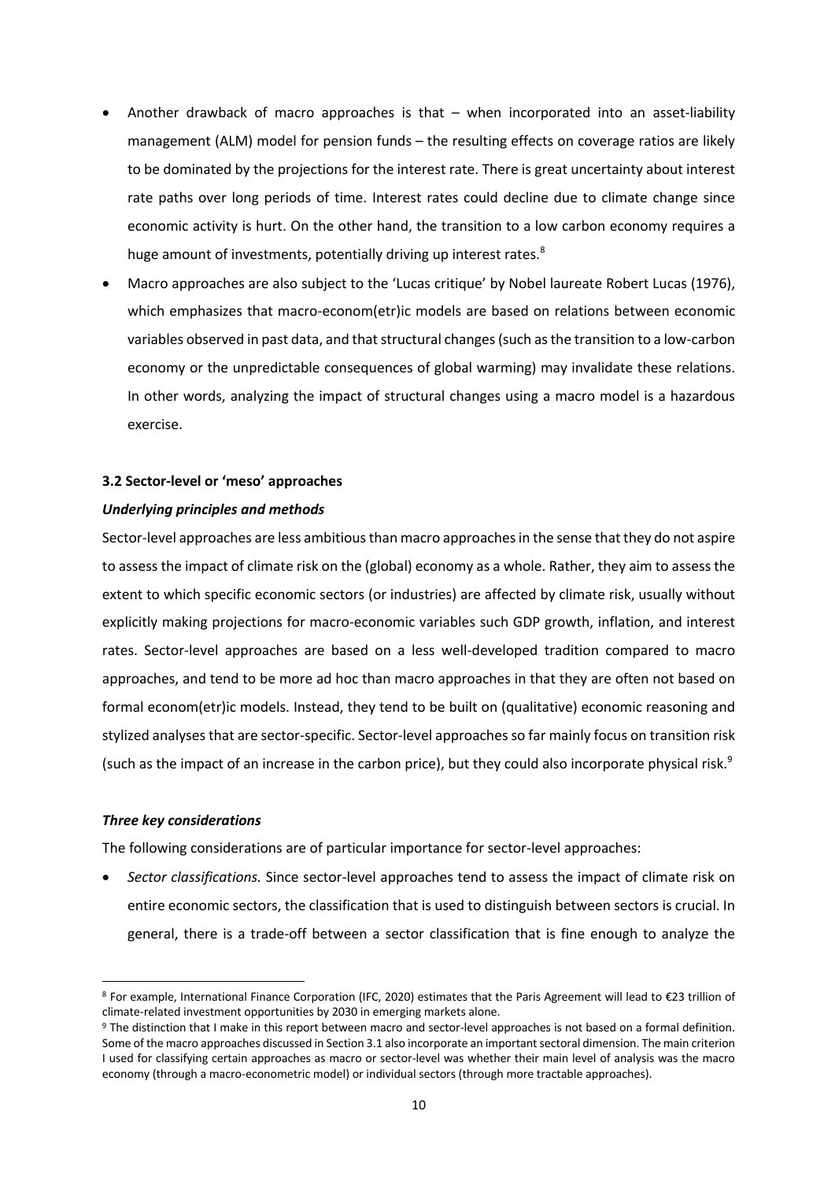- Another drawback of macro approaches is that – when incorporated into an asset-liability management (ALM) model for pension funds – the resulting effects on coverage ratios are likely to be dominated by the projections for the interest rate. There is great uncertainty about interest rate paths over long periods of time. Interest rates could decline due to climate change since economic activity is hurt. On the other hand, the transition to a low carbon economy requires a huge amount of investments, potentially driving up interest rates.[8]
- Macro approaches are also subject to the 'Lucas critique' by Nobel laureate Robert Lucas (1976), which emphasizes that macro-econom(etr)ic models are based on relations between economic variables observed in past data, and that structural changes (such as the transition to a low-carbon economy or the unpredictable consequences of global warming) may invalidate these relations. In other words, analyzing the impact of structural changes using a macro model is a hazardous exercise.

**3.2 Sector-level or 'meso' approaches**

***Underlying principles and methods***

Sector-level approaches are less ambitious than macro approaches in the sense that they do not aspire to assess the impact of climate risk on the (global) economy as a whole. Rather, they aim to assess the extent to which specific economic sectors (or industries) are affected by climate risk, usually without explicitly making projections for macro-economic variables such GDP growth, inflation, and interest rates. Sector-level approaches are based on a less well-developed tradition compared to macro approaches, and tend to be more ad hoc than macro approaches in that they are often not based on formal econom(etr)ic models. Instead, they tend to be built on (qualitative) economic reasoning and stylized analyses that are sector-specific. Sector-level approaches so far mainly focus on transition risk (such as the impact of an increase in the carbon price), but they could also incorporate physical risk.[9]

***Three key considerations***

The following considerations are of particular importance for sector-level approaches:

- *Sector classifications.* Since sector-level approaches tend to assess the impact of climate risk on entire economic sectors, the classification that is used to distinguish between sectors is crucial. In general, there is a trade-off between a sector classification that is fine enough to analyze the

[8] For example, International Finance Corporation (IFC, 2020) estimates that the Paris Agreement will lead to €23 trillion of climate-related investment opportunities by 2030 in emerging markets alone.

[9] The distinction that I make in this report between macro and sector-level approaches is not based on a formal definition. Some of the macro approaches discussed in Section 3.1 also incorporate an important sectoral dimension. The main criterion I used for classifying certain approaches as macro or sector-level was whether their main level of analysis was the macro economy (through a macro-econometric model) or individual sectors (through more tractable approaches).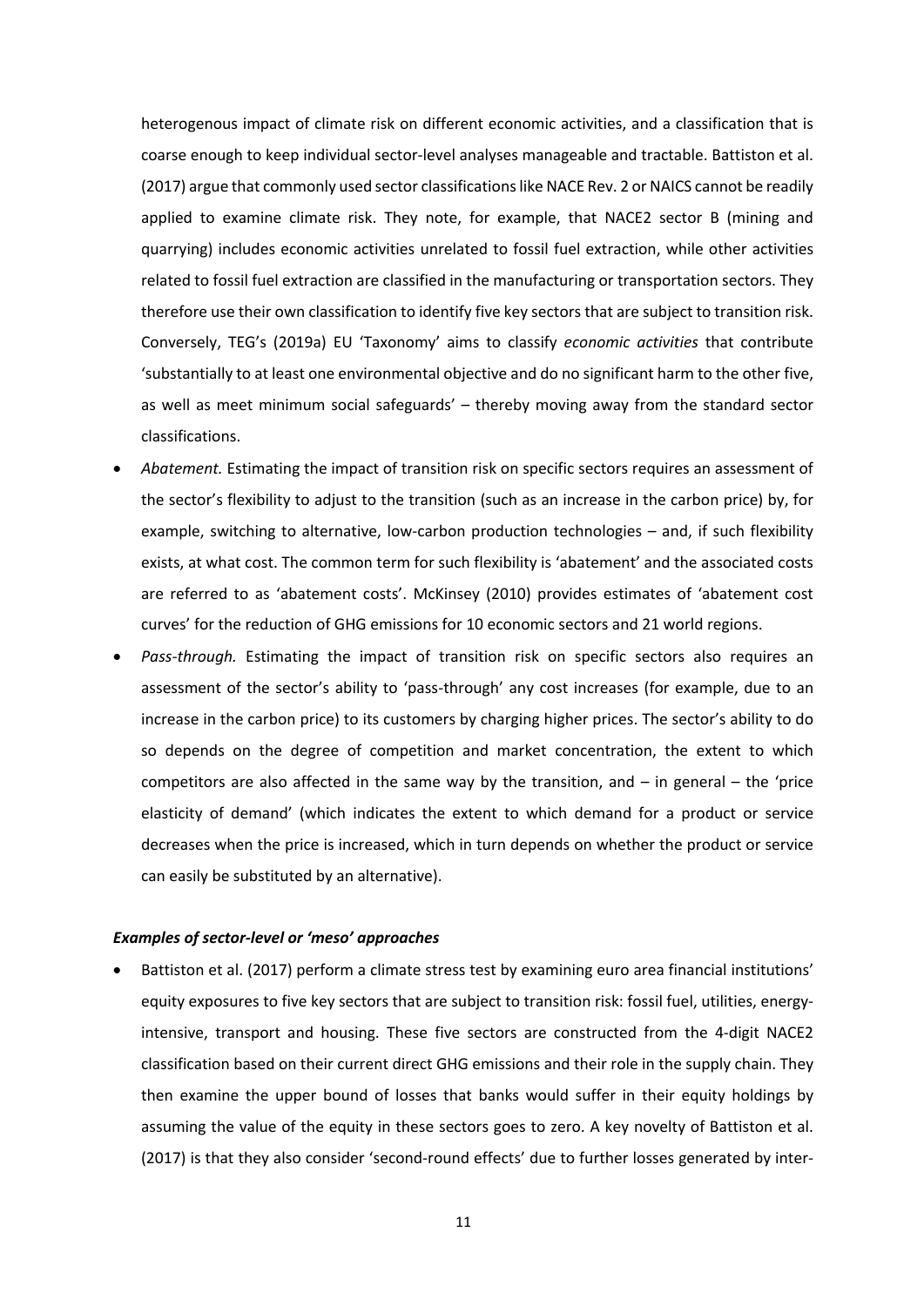heterogenous impact of climate risk on different economic activities, and a classification that is coarse enough to keep individual sector-level analyses manageable and tractable. Battiston et al. (2017) argue that commonly used sector classifications like NACE Rev. 2 or NAICS cannot be readily applied to examine climate risk. They note, for example, that NACE2 sector B (mining and quarrying) includes economic activities unrelated to fossil fuel extraction, while other activities related to fossil fuel extraction are classified in the manufacturing or transportation sectors. They therefore use their own classification to identify five key sectors that are subject to transition risk. Conversely, TEG's (2019a) EU 'Taxonomy' aims to classify *economic activities* that contribute 'substantially to at least one environmental objective and do no significant harm to the other five, as well as meet minimum social safeguards' – thereby moving away from the standard sector classifications.

- *Abatement.* Estimating the impact of transition risk on specific sectors requires an assessment of the sector's flexibility to adjust to the transition (such as an increase in the carbon price) by, for example, switching to alternative, low-carbon production technologies – and, if such flexibility exists, at what cost. The common term for such flexibility is 'abatement' and the associated costs are referred to as 'abatement costs'. McKinsey (2010) provides estimates of 'abatement cost curves' for the reduction of GHG emissions for 10 economic sectors and 21 world regions.
- *Pass-through.* Estimating the impact of transition risk on specific sectors also requires an assessment of the sector's ability to 'pass-through' any cost increases (for example, due to an increase in the carbon price) to its customers by charging higher prices. The sector's ability to do so depends on the degree of competition and market concentration, the extent to which competitors are also affected in the same way by the transition, and – in general – the 'price elasticity of demand' (which indicates the extent to which demand for a product or service decreases when the price is increased, which in turn depends on whether the product or service can easily be substituted by an alternative).

***Examples of sector-level or 'meso' approaches***

- Battiston et al. (2017) perform a climate stress test by examining euro area financial institutions' equity exposures to five key sectors that are subject to transition risk: fossil fuel, utilities, energy-intensive, transport and housing. These five sectors are constructed from the 4-digit NACE2 classification based on their current direct GHG emissions and their role in the supply chain. They then examine the upper bound of losses that banks would suffer in their equity holdings by assuming the value of the equity in these sectors goes to zero. A key novelty of Battiston et al. (2017) is that they also consider 'second-round effects' due to further losses generated by inter-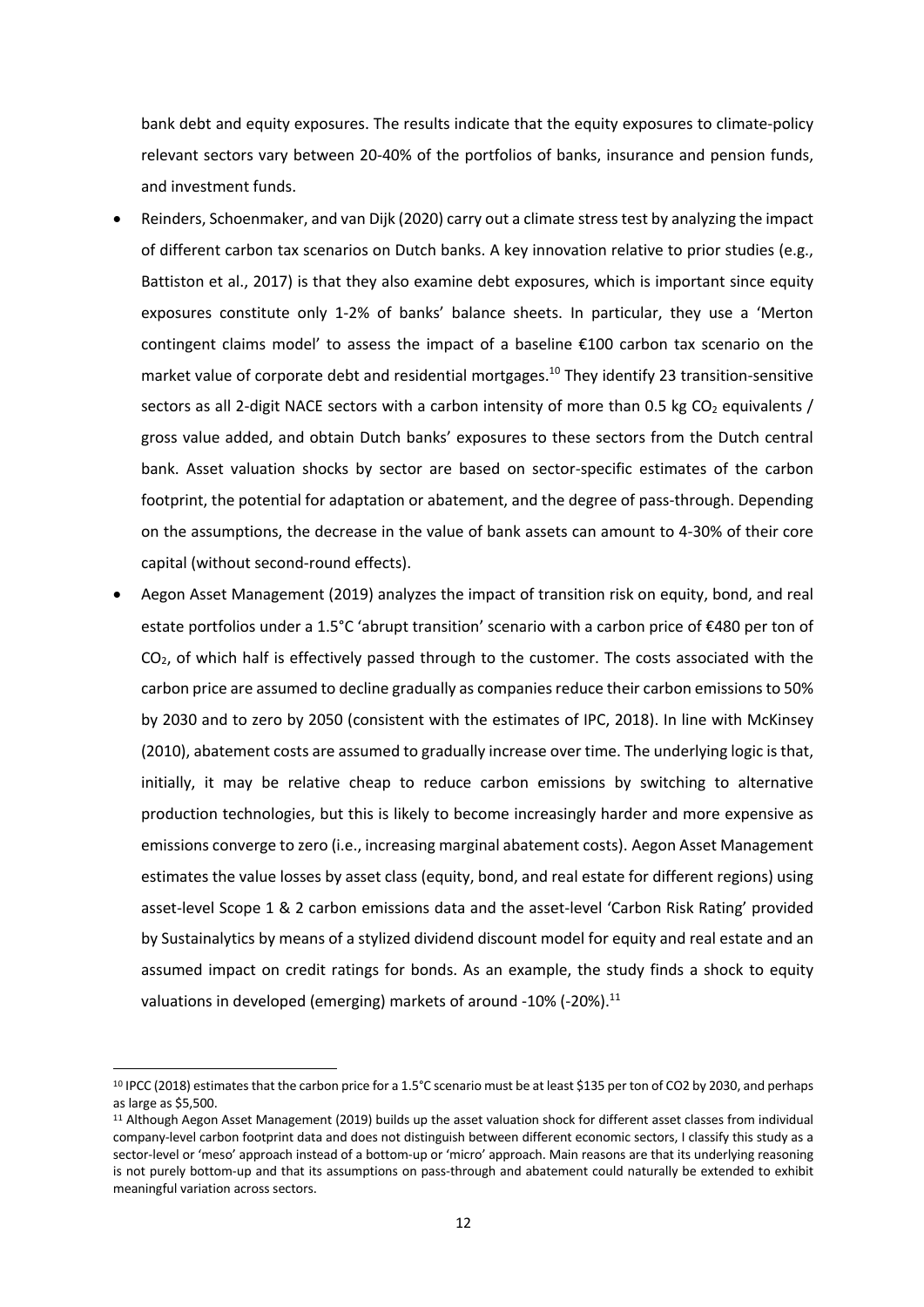bank debt and equity exposures. The results indicate that the equity exposures to climate-policy relevant sectors vary between 20-40% of the portfolios of banks, insurance and pension funds, and investment funds.

- Reinders, Schoenmaker, and van Dijk (2020) carry out a climate stress test by analyzing the impact of different carbon tax scenarios on Dutch banks. A key innovation relative to prior studies (e.g., Battiston et al., 2017) is that they also examine debt exposures, which is important since equity exposures constitute only 1-2% of banks' balance sheets. In particular, they use a 'Merton contingent claims model' to assess the impact of a baseline €100 carbon tax scenario on the market value of corporate debt and residential mortgages.[10] They identify 23 transition-sensitive sectors as all 2-digit NACE sectors with a carbon intensity of more than 0.5 kg $CO_2$ equivalents / gross value added, and obtain Dutch banks' exposures to these sectors from the Dutch central bank. Asset valuation shocks by sector are based on sector-specific estimates of the carbon footprint, the potential for adaptation or abatement, and the degree of pass-through. Depending on the assumptions, the decrease in the value of bank assets can amount to 4-30% of their core capital (without second-round effects).
- Aegon Asset Management (2019) analyzes the impact of transition risk on equity, bond, and real estate portfolios under a 1.5°C 'abrupt transition' scenario with a carbon price of €480 per ton of $CO_2$, of which half is effectively passed through to the customer. The costs associated with the carbon price are assumed to decline gradually as companies reduce their carbon emissions to 50% by 2030 and to zero by 2050 (consistent with the estimates of IPC, 2018). In line with McKinsey (2010), abatement costs are assumed to gradually increase over time. The underlying logic is that, initially, it may be relative cheap to reduce carbon emissions by switching to alternative production technologies, but this is likely to become increasingly harder and more expensive as emissions converge to zero (i.e., increasing marginal abatement costs). Aegon Asset Management estimates the value losses by asset class (equity, bond, and real estate for different regions) using asset-level Scope 1 & 2 carbon emissions data and the asset-level 'Carbon Risk Rating' provided by Sustainalytics by means of a stylized dividend discount model for equity and real estate and an assumed impact on credit ratings for bonds. As an example, the study finds a shock to equity valuations in developed (emerging) markets of around -10% (-20%).[11]

---

[10] IPCC (2018) estimates that the carbon price for a 1.5°C scenario must be at least $135 per ton of CO2 by 2030, and perhaps as large as $5,500.

[11] Although Aegon Asset Management (2019) builds up the asset valuation shock for different asset classes from individual company-level carbon footprint data and does not distinguish between different economic sectors, I classify this study as a sector-level or 'meso' approach instead of a bottom-up or 'micro' approach. Main reasons are that its underlying reasoning is not purely bottom-up and that its assumptions on pass-through and abatement could naturally be extended to exhibit meaningful variation across sectors.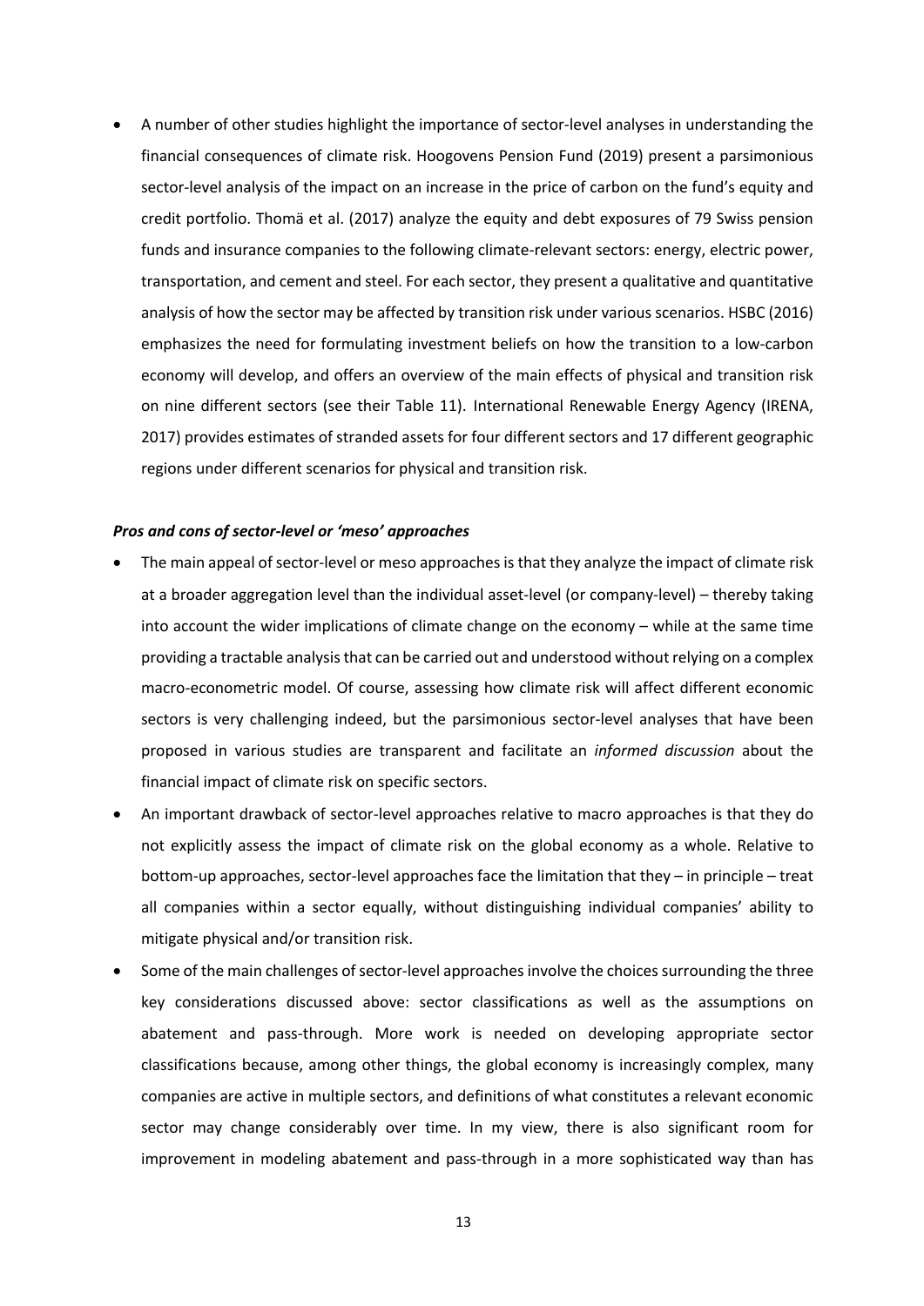- A number of other studies highlight the importance of sector-level analyses in understanding the financial consequences of climate risk. Hoogovens Pension Fund (2019) present a parsimonious sector-level analysis of the impact on an increase in the price of carbon on the fund's equity and credit portfolio. Thomä et al. (2017) analyze the equity and debt exposures of 79 Swiss pension funds and insurance companies to the following climate-relevant sectors: energy, electric power, transportation, and cement and steel. For each sector, they present a qualitative and quantitative analysis of how the sector may be affected by transition risk under various scenarios. HSBC (2016) emphasizes the need for formulating investment beliefs on how the transition to a low-carbon economy will develop, and offers an overview of the main effects of physical and transition risk on nine different sectors (see their Table 11). International Renewable Energy Agency (IRENA, 2017) provides estimates of stranded assets for four different sectors and 17 different geographic regions under different scenarios for physical and transition risk.

***Pros and cons of sector-level or 'meso' approaches***

- The main appeal of sector-level or meso approaches is that they analyze the impact of climate risk at a broader aggregation level than the individual asset-level (or company-level) – thereby taking into account the wider implications of climate change on the economy – while at the same time providing a tractable analysis that can be carried out and understood without relying on a complex macro-econometric model. Of course, assessing how climate risk will affect different economic sectors is very challenging indeed, but the parsimonious sector-level analyses that have been proposed in various studies are transparent and facilitate an *informed discussion* about the financial impact of climate risk on specific sectors.
- An important drawback of sector-level approaches relative to macro approaches is that they do not explicitly assess the impact of climate risk on the global economy as a whole. Relative to bottom-up approaches, sector-level approaches face the limitation that they – in principle – treat all companies within a sector equally, without distinguishing individual companies' ability to mitigate physical and/or transition risk.
- Some of the main challenges of sector-level approaches involve the choices surrounding the three key considerations discussed above: sector classifications as well as the assumptions on abatement and pass-through. More work is needed on developing appropriate sector classifications because, among other things, the global economy is increasingly complex, many companies are active in multiple sectors, and definitions of what constitutes a relevant economic sector may change considerably over time. In my view, there is also significant room for improvement in modeling abatement and pass-through in a more sophisticated way than has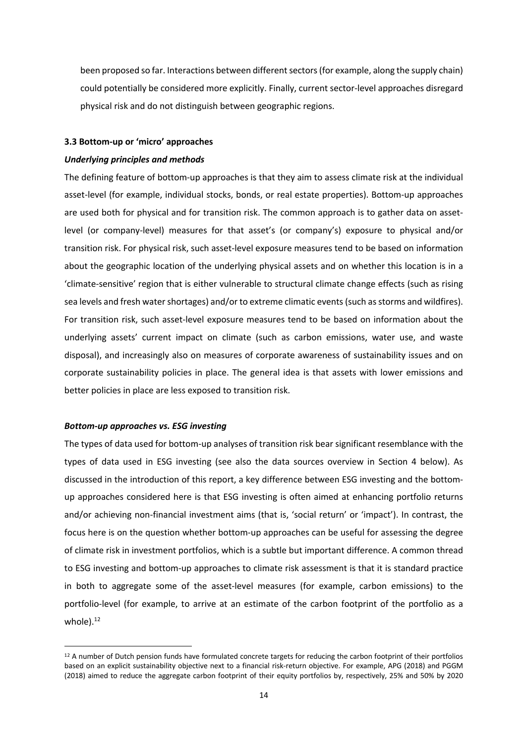been proposed so far. Interactions between different sectors (for example, along the supply chain) could potentially be considered more explicitly. Finally, current sector-level approaches disregard physical risk and do not distinguish between geographic regions.

### 3.3 Bottom-up or 'micro' approaches

***Underlying principles and methods***

The defining feature of bottom-up approaches is that they aim to assess climate risk at the individual asset-level (for example, individual stocks, bonds, or real estate properties). Bottom-up approaches are used both for physical and for transition risk. The common approach is to gather data on asset-level (or company-level) measures for that asset's (or company's) exposure to physical and/or transition risk. For physical risk, such asset-level exposure measures tend to be based on information about the geographic location of the underlying physical assets and on whether this location is in a 'climate-sensitive' region that is either vulnerable to structural climate change effects (such as rising sea levels and fresh water shortages) and/or to extreme climatic events (such as storms and wildfires). For transition risk, such asset-level exposure measures tend to be based on information about the underlying assets' current impact on climate (such as carbon emissions, water use, and waste disposal), and increasingly also on measures of corporate awareness of sustainability issues and on corporate sustainability policies in place. The general idea is that assets with lower emissions and better policies in place are less exposed to transition risk.

***Bottom-up approaches vs. ESG investing***

The types of data used for bottom-up analyses of transition risk bear significant resemblance with the types of data used in ESG investing (see also the data sources overview in Section 4 below). As discussed in the introduction of this report, a key difference between ESG investing and the bottom-up approaches considered here is that ESG investing is often aimed at enhancing portfolio returns and/or achieving non-financial investment aims (that is, 'social return' or 'impact'). In contrast, the focus here is on the question whether bottom-up approaches can be useful for assessing the degree of climate risk in investment portfolios, which is a subtle but important difference. A common thread to ESG investing and bottom-up approaches to climate risk assessment is that it is standard practice in both to aggregate some of the asset-level measures (for example, carbon emissions) to the portfolio-level (for example, to arrive at an estimate of the carbon footprint of the portfolio as a whole).[12]

[12] A number of Dutch pension funds have formulated concrete targets for reducing the carbon footprint of their portfolios based on an explicit sustainability objective next to a financial risk-return objective. For example, APG (2018) and PGGM (2018) aimed to reduce the aggregate carbon footprint of their equity portfolios by, respectively, 25% and 50% by 2020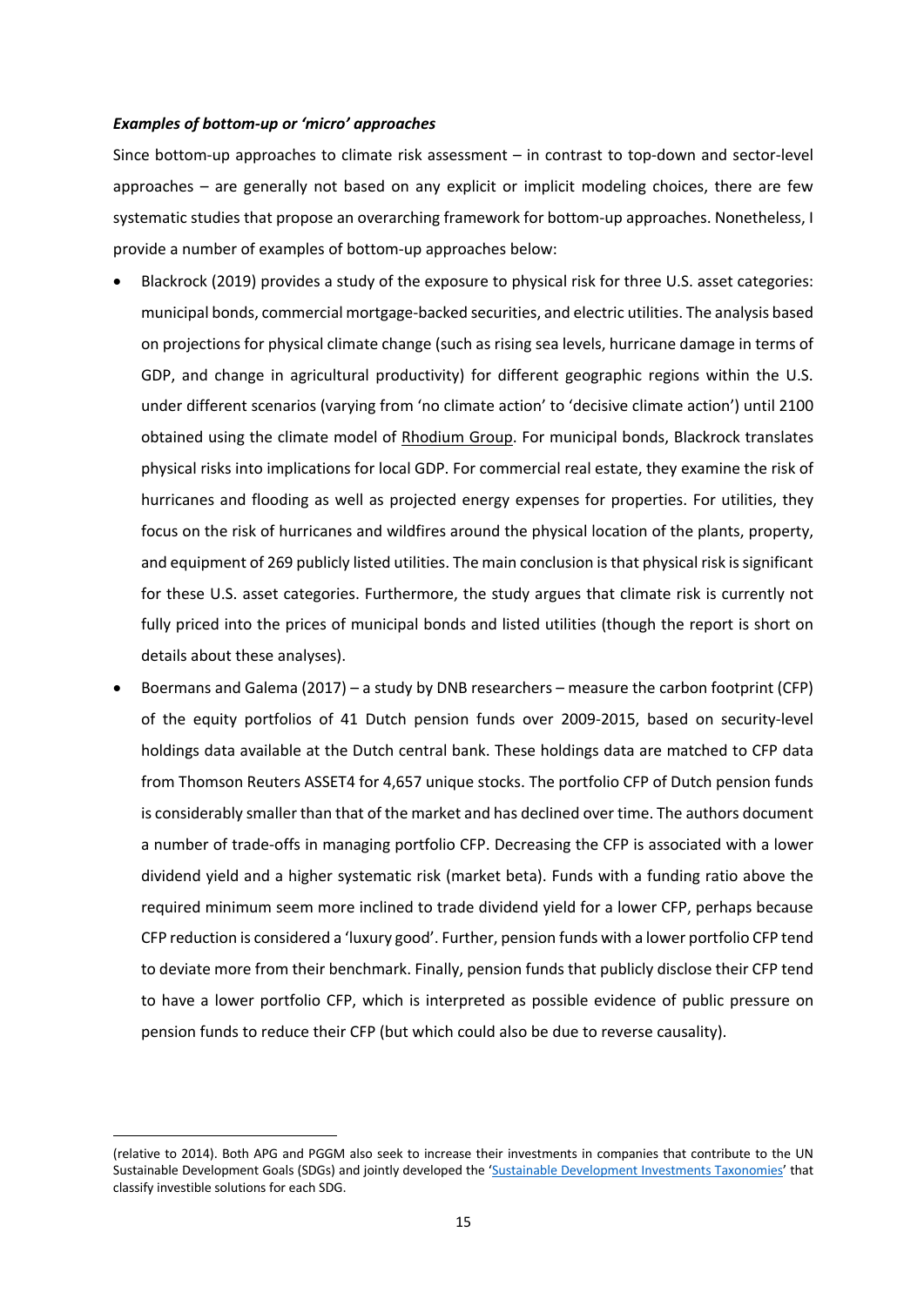***Examples of bottom-up or 'micro' approaches***

Since bottom-up approaches to climate risk assessment – in contrast to top-down and sector-level approaches – are generally not based on any explicit or implicit modeling choices, there are few systematic studies that propose an overarching framework for bottom-up approaches. Nonetheless, I provide a number of examples of bottom-up approaches below:

- Blackrock (2019) provides a study of the exposure to physical risk for three U.S. asset categories: municipal bonds, commercial mortgage-backed securities, and electric utilities. The analysis based on projections for physical climate change (such as rising sea levels, hurricane damage in terms of GDP, and change in agricultural productivity) for different geographic regions within the U.S. under different scenarios (varying from 'no climate action' to 'decisive climate action') until 2100 obtained using the climate model of Rhodium Group. For municipal bonds, Blackrock translates physical risks into implications for local GDP. For commercial real estate, they examine the risk of hurricanes and flooding as well as projected energy expenses for properties. For utilities, they focus on the risk of hurricanes and wildfires around the physical location of the plants, property, and equipment of 269 publicly listed utilities. The main conclusion is that physical risk is significant for these U.S. asset categories. Furthermore, the study argues that climate risk is currently not fully priced into the prices of municipal bonds and listed utilities (though the report is short on details about these analyses).
- Boermans and Galema (2017) – a study by DNB researchers – measure the carbon footprint (CFP) of the equity portfolios of 41 Dutch pension funds over 2009-2015, based on security-level holdings data available at the Dutch central bank. These holdings data are matched to CFP data from Thomson Reuters ASSET4 for 4,657 unique stocks. The portfolio CFP of Dutch pension funds is considerably smaller than that of the market and has declined over time. The authors document a number of trade-offs in managing portfolio CFP. Decreasing the CFP is associated with a lower dividend yield and a higher systematic risk (market beta). Funds with a funding ratio above the required minimum seem more inclined to trade dividend yield for a lower CFP, perhaps because CFP reduction is considered a 'luxury good'. Further, pension funds with a lower portfolio CFP tend to deviate more from their benchmark. Finally, pension funds that publicly disclose their CFP tend to have a lower portfolio CFP, which is interpreted as possible evidence of public pressure on pension funds to reduce their CFP (but which could also be due to reverse causality).

(relative to 2014). Both APG and PGGM also seek to increase their investments in companies that contribute to the UN Sustainable Development Goals (SDGs) and jointly developed the 'Sustainable Development Investments Taxonomies' that classify investible solutions for each SDG.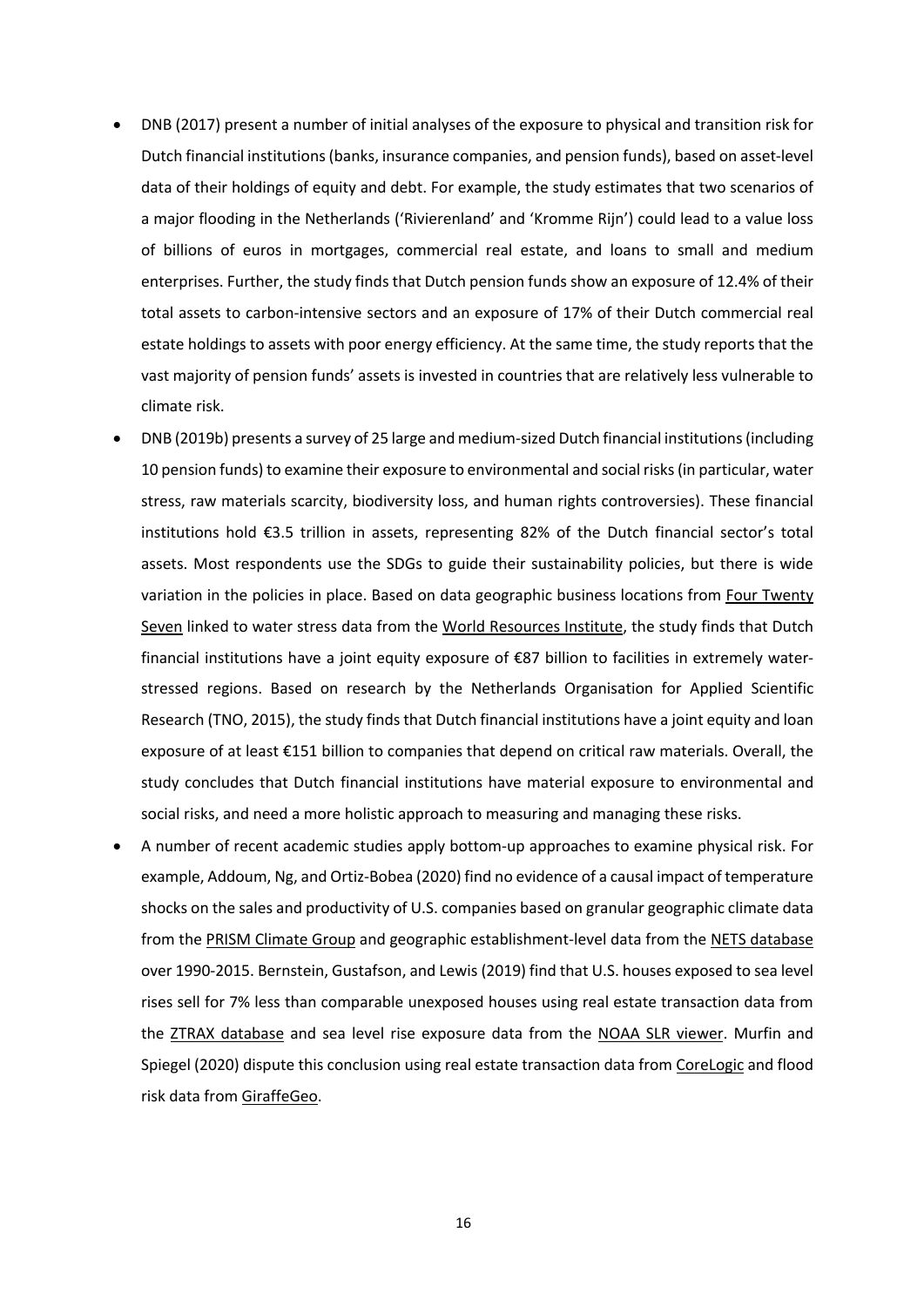- DNB (2017) present a number of initial analyses of the exposure to physical and transition risk for Dutch financial institutions (banks, insurance companies, and pension funds), based on asset-level data of their holdings of equity and debt. For example, the study estimates that two scenarios of a major flooding in the Netherlands ('Rivierenland' and 'Kromme Rijn') could lead to a value loss of billions of euros in mortgages, commercial real estate, and loans to small and medium enterprises. Further, the study finds that Dutch pension funds show an exposure of 12.4% of their total assets to carbon-intensive sectors and an exposure of 17% of their Dutch commercial real estate holdings to assets with poor energy efficiency. At the same time, the study reports that the vast majority of pension funds' assets is invested in countries that are relatively less vulnerable to climate risk.
- DNB (2019b) presents a survey of 25 large and medium-sized Dutch financial institutions (including 10 pension funds) to examine their exposure to environmental and social risks (in particular, water stress, raw materials scarcity, biodiversity loss, and human rights controversies). These financial institutions hold €3.5 trillion in assets, representing 82% of the Dutch financial sector's total assets. Most respondents use the SDGs to guide their sustainability policies, but there is wide variation in the policies in place. Based on data geographic business locations from Four Twenty Seven linked to water stress data from the World Resources Institute, the study finds that Dutch financial institutions have a joint equity exposure of €87 billion to facilities in extremely water-stressed regions. Based on research by the Netherlands Organisation for Applied Scientific Research (TNO, 2015), the study finds that Dutch financial institutions have a joint equity and loan exposure of at least €151 billion to companies that depend on critical raw materials. Overall, the study concludes that Dutch financial institutions have material exposure to environmental and social risks, and need a more holistic approach to measuring and managing these risks.
- A number of recent academic studies apply bottom-up approaches to examine physical risk. For example, Addoum, Ng, and Ortiz-Bobea (2020) find no evidence of a causal impact of temperature shocks on the sales and productivity of U.S. companies based on granular geographic climate data from the PRISM Climate Group and geographic establishment-level data from the NETS database over 1990-2015. Bernstein, Gustafson, and Lewis (2019) find that U.S. houses exposed to sea level rises sell for 7% less than comparable unexposed houses using real estate transaction data from the ZTRAX database and sea level rise exposure data from the NOAA SLR viewer. Murfin and Spiegel (2020) dispute this conclusion using real estate transaction data from CoreLogic and flood risk data from GiraffeGeo.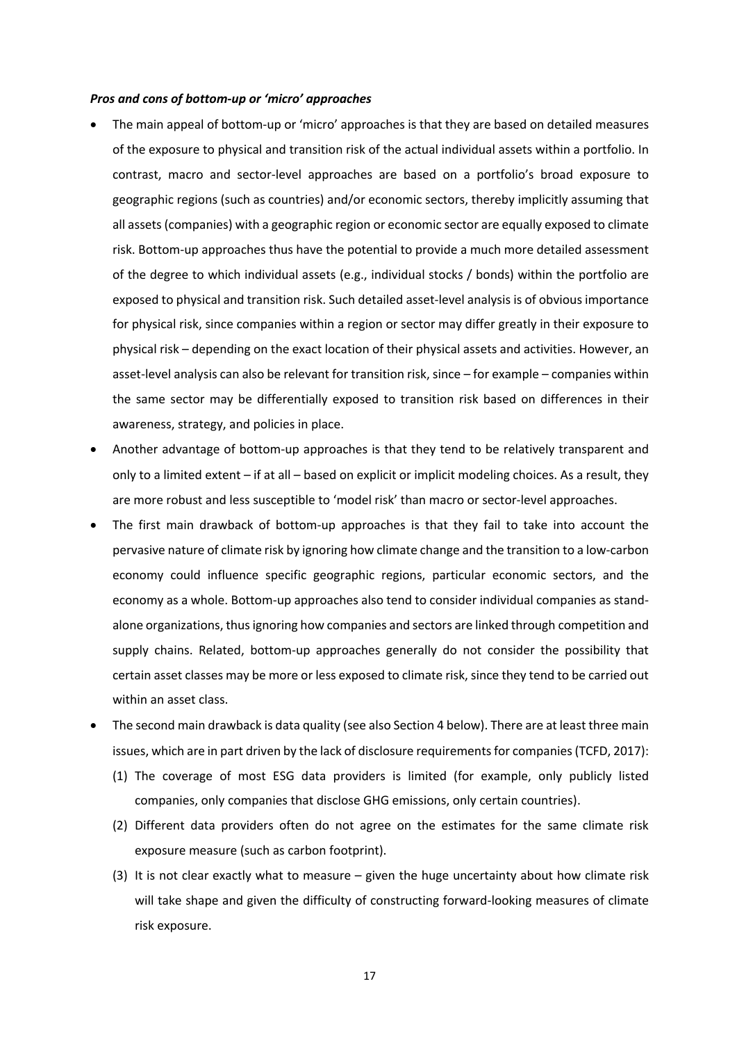***Pros and cons of bottom-up or 'micro' approaches***

- The main appeal of bottom-up or 'micro' approaches is that they are based on detailed measures of the exposure to physical and transition risk of the actual individual assets within a portfolio. In contrast, macro and sector-level approaches are based on a portfolio's broad exposure to geographic regions (such as countries) and/or economic sectors, thereby implicitly assuming that all assets (companies) with a geographic region or economic sector are equally exposed to climate risk. Bottom-up approaches thus have the potential to provide a much more detailed assessment of the degree to which individual assets (e.g., individual stocks / bonds) within the portfolio are exposed to physical and transition risk. Such detailed asset-level analysis is of obvious importance for physical risk, since companies within a region or sector may differ greatly in their exposure to physical risk – depending on the exact location of their physical assets and activities. However, an asset-level analysis can also be relevant for transition risk, since – for example – companies within the same sector may be differentially exposed to transition risk based on differences in their awareness, strategy, and policies in place.
- Another advantage of bottom-up approaches is that they tend to be relatively transparent and only to a limited extent – if at all – based on explicit or implicit modeling choices. As a result, they are more robust and less susceptible to 'model risk' than macro or sector-level approaches.
- The first main drawback of bottom-up approaches is that they fail to take into account the pervasive nature of climate risk by ignoring how climate change and the transition to a low-carbon economy could influence specific geographic regions, particular economic sectors, and the economy as a whole. Bottom-up approaches also tend to consider individual companies as stand-alone organizations, thus ignoring how companies and sectors are linked through competition and supply chains. Related, bottom-up approaches generally do not consider the possibility that certain asset classes may be more or less exposed to climate risk, since they tend to be carried out within an asset class.
- The second main drawback is data quality (see also Section 4 below). There are at least three main issues, which are in part driven by the lack of disclosure requirements for companies (TCFD, 2017):
  (1) The coverage of most ESG data providers is limited (for example, only publicly listed companies, only companies that disclose GHG emissions, only certain countries).
  (2) Different data providers often do not agree on the estimates for the same climate risk exposure measure (such as carbon footprint).
  (3) It is not clear exactly what to measure – given the huge uncertainty about how climate risk will take shape and given the difficulty of constructing forward-looking measures of climate risk exposure.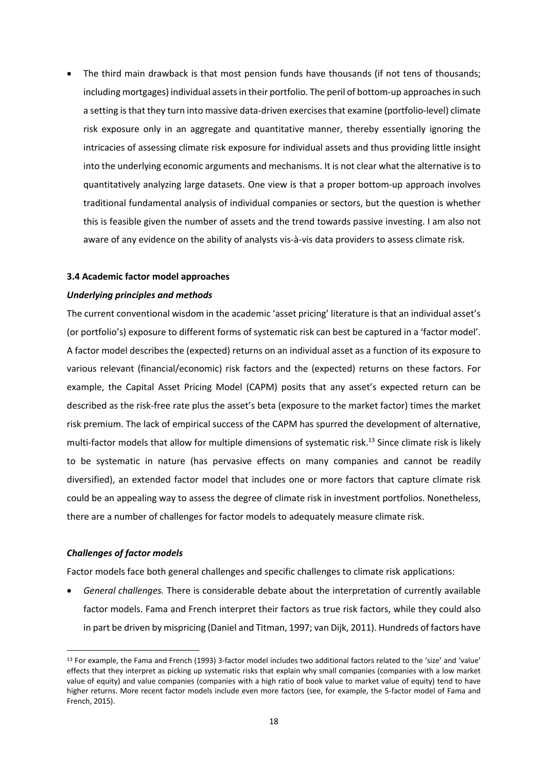- The third main drawback is that most pension funds have thousands (if not tens of thousands; including mortgages) individual assets in their portfolio. The peril of bottom-up approaches in such a setting is that they turn into massive data-driven exercises that examine (portfolio-level) climate risk exposure only in an aggregate and quantitative manner, thereby essentially ignoring the intricacies of assessing climate risk exposure for individual assets and thus providing little insight into the underlying economic arguments and mechanisms. It is not clear what the alternative is to quantitatively analyzing large datasets. One view is that a proper bottom-up approach involves traditional fundamental analysis of individual companies or sectors, but the question is whether this is feasible given the number of assets and the trend towards passive investing. I am also not aware of any evidence on the ability of analysts vis-à-vis data providers to assess climate risk.

### 3.4 Academic factor model approaches

***Underlying principles and methods***

The current conventional wisdom in the academic 'asset pricing' literature is that an individual asset's (or portfolio's) exposure to different forms of systematic risk can best be captured in a 'factor model'. A factor model describes the (expected) returns on an individual asset as a function of its exposure to various relevant (financial/economic) risk factors and the (expected) returns on these factors. For example, the Capital Asset Pricing Model (CAPM) posits that any asset's expected return can be described as the risk-free rate plus the asset's beta (exposure to the market factor) times the market risk premium. The lack of empirical success of the CAPM has spurred the development of alternative, multi-factor models that allow for multiple dimensions of systematic risk.[13] Since climate risk is likely to be systematic in nature (has pervasive effects on many companies and cannot be readily diversified), an extended factor model that includes one or more factors that capture climate risk could be an appealing way to assess the degree of climate risk in investment portfolios. Nonetheless, there are a number of challenges for factor models to adequately measure climate risk.

***Challenges of factor models***

Factor models face both general challenges and specific challenges to climate risk applications:

- *General challenges.* There is considerable debate about the interpretation of currently available factor models. Fama and French interpret their factors as true risk factors, while they could also in part be driven by mispricing (Daniel and Titman, 1997; van Dijk, 2011). Hundreds of factors have

[13] For example, the Fama and French (1993) 3-factor model includes two additional factors related to the 'size' and 'value' effects that they interpret as picking up systematic risks that explain why small companies (companies with a low market value of equity) and value companies (companies with a high ratio of book value to market value of equity) tend to have higher returns. More recent factor models include even more factors (see, for example, the 5-factor model of Fama and French, 2015).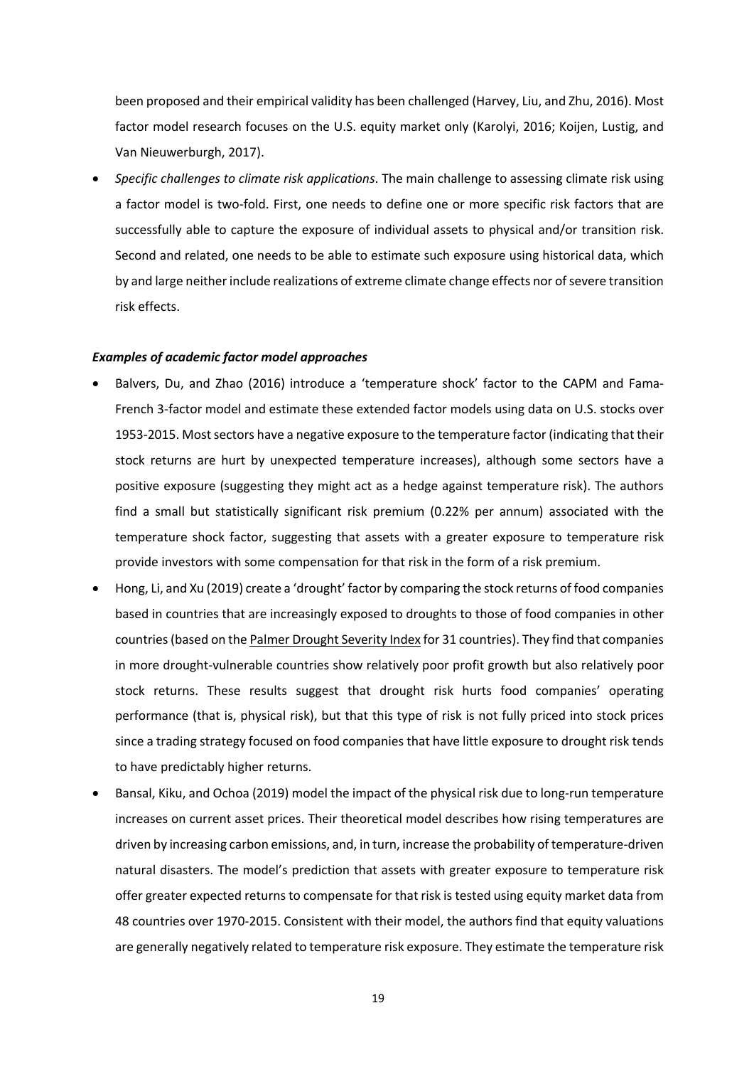been proposed and their empirical validity has been challenged (Harvey, Liu, and Zhu, 2016). Most factor model research focuses on the U.S. equity market only (Karolyi, 2016; Koijen, Lustig, and Van Nieuwerburgh, 2017).

- *Specific challenges to climate risk applications*. The main challenge to assessing climate risk using a factor model is two-fold. First, one needs to define one or more specific risk factors that are successfully able to capture the exposure of individual assets to physical and/or transition risk. Second and related, one needs to be able to estimate such exposure using historical data, which by and large neither include realizations of extreme climate change effects nor of severe transition risk effects.

***Examples of academic factor model approaches***

- Balvers, Du, and Zhao (2016) introduce a 'temperature shock' factor to the CAPM and Fama-French 3-factor model and estimate these extended factor models using data on U.S. stocks over 1953-2015. Most sectors have a negative exposure to the temperature factor (indicating that their stock returns are hurt by unexpected temperature increases), although some sectors have a positive exposure (suggesting they might act as a hedge against temperature risk). The authors find a small but statistically significant risk premium (0.22% per annum) associated with the temperature shock factor, suggesting that assets with a greater exposure to temperature risk provide investors with some compensation for that risk in the form of a risk premium.
- Hong, Li, and Xu (2019) create a 'drought' factor by comparing the stock returns of food companies based in countries that are increasingly exposed to droughts to those of food companies in other countries (based on the Palmer Drought Severity Index for 31 countries). They find that companies in more drought-vulnerable countries show relatively poor profit growth but also relatively poor stock returns. These results suggest that drought risk hurts food companies' operating performance (that is, physical risk), but that this type of risk is not fully priced into stock prices since a trading strategy focused on food companies that have little exposure to drought risk tends to have predictably higher returns.
- Bansal, Kiku, and Ochoa (2019) model the impact of the physical risk due to long-run temperature increases on current asset prices. Their theoretical model describes how rising temperatures are driven by increasing carbon emissions, and, in turn, increase the probability of temperature-driven natural disasters. The model's prediction that assets with greater exposure to temperature risk offer greater expected returns to compensate for that risk is tested using equity market data from 48 countries over 1970-2015. Consistent with their model, the authors find that equity valuations are generally negatively related to temperature risk exposure. They estimate the temperature risk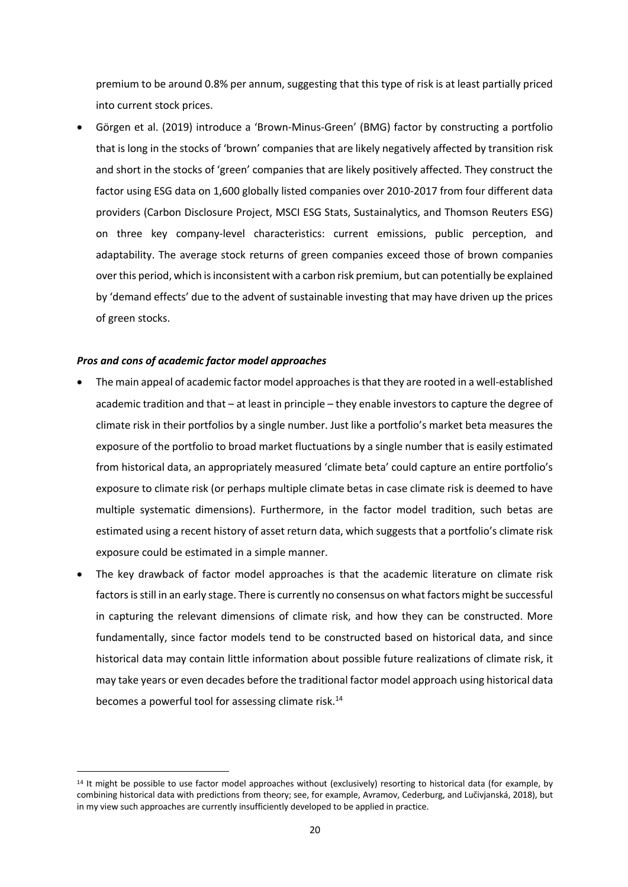premium to be around 0.8% per annum, suggesting that this type of risk is at least partially priced into current stock prices.

- Görgen et al. (2019) introduce a 'Brown-Minus-Green' (BMG) factor by constructing a portfolio that is long in the stocks of 'brown' companies that are likely negatively affected by transition risk and short in the stocks of 'green' companies that are likely positively affected. They construct the factor using ESG data on 1,600 globally listed companies over 2010-2017 from four different data providers (Carbon Disclosure Project, MSCI ESG Stats, Sustainalytics, and Thomson Reuters ESG) on three key company-level characteristics: current emissions, public perception, and adaptability. The average stock returns of green companies exceed those of brown companies over this period, which is inconsistent with a carbon risk premium, but can potentially be explained by 'demand effects' due to the advent of sustainable investing that may have driven up the prices of green stocks.

***Pros and cons of academic factor model approaches***

- The main appeal of academic factor model approaches is that they are rooted in a well-established academic tradition and that – at least in principle – they enable investors to capture the degree of climate risk in their portfolios by a single number. Just like a portfolio's market beta measures the exposure of the portfolio to broad market fluctuations by a single number that is easily estimated from historical data, an appropriately measured 'climate beta' could capture an entire portfolio's exposure to climate risk (or perhaps multiple climate betas in case climate risk is deemed to have multiple systematic dimensions). Furthermore, in the factor model tradition, such betas are estimated using a recent history of asset return data, which suggests that a portfolio's climate risk exposure could be estimated in a simple manner.
- The key drawback of factor model approaches is that the academic literature on climate risk factors is still in an early stage. There is currently no consensus on what factors might be successful in capturing the relevant dimensions of climate risk, and how they can be constructed. More fundamentally, since factor models tend to be constructed based on historical data, and since historical data may contain little information about possible future realizations of climate risk, it may take years or even decades before the traditional factor model approach using historical data becomes a powerful tool for assessing climate risk.[14]

[14] It might be possible to use factor model approaches without (exclusively) resorting to historical data (for example, by combining historical data with predictions from theory; see, for example, Avramov, Cederburg, and Lučivjanská, 2018), but in my view such approaches are currently insufficiently developed to be applied in practice.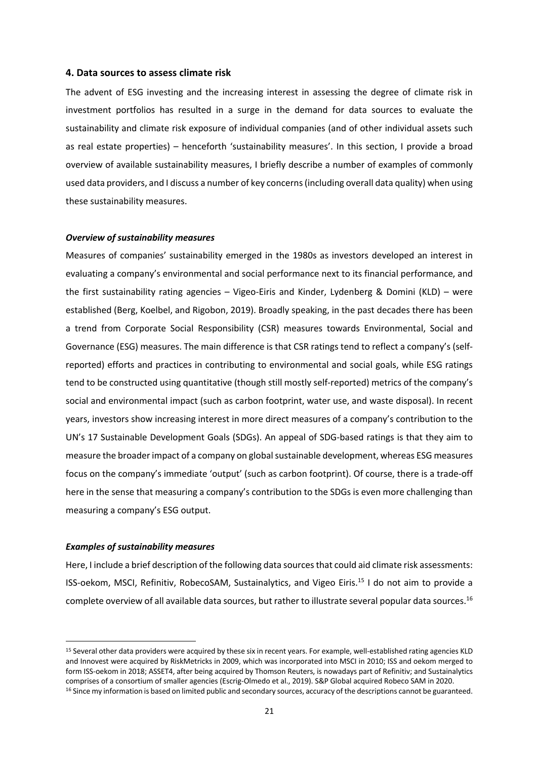## 4. Data sources to assess climate risk

The advent of ESG investing and the increasing interest in assessing the degree of climate risk in investment portfolios has resulted in a surge in the demand for data sources to evaluate the sustainability and climate risk exposure of individual companies (and of other individual assets such as real estate properties) – henceforth 'sustainability measures'. In this section, I provide a broad overview of available sustainability measures, I briefly describe a number of examples of commonly used data providers, and I discuss a number of key concerns (including overall data quality) when using these sustainability measures.

### *Overview of sustainability measures*

Measures of companies' sustainability emerged in the 1980s as investors developed an interest in evaluating a company's environmental and social performance next to its financial performance, and the first sustainability rating agencies – Vigeo-Eiris and Kinder, Lydenberg & Domini (KLD) – were established (Berg, Koelbel, and Rigobon, 2019). Broadly speaking, in the past decades there has been a trend from Corporate Social Responsibility (CSR) measures towards Environmental, Social and Governance (ESG) measures. The main difference is that CSR ratings tend to reflect a company's (self-reported) efforts and practices in contributing to environmental and social goals, while ESG ratings tend to be constructed using quantitative (though still mostly self-reported) metrics of the company's social and environmental impact (such as carbon footprint, water use, and waste disposal). In recent years, investors show increasing interest in more direct measures of a company's contribution to the UN's 17 Sustainable Development Goals (SDGs). An appeal of SDG-based ratings is that they aim to measure the broader impact of a company on global sustainable development, whereas ESG measures focus on the company's immediate 'output' (such as carbon footprint). Of course, there is a trade-off here in the sense that measuring a company's contribution to the SDGs is even more challenging than measuring a company's ESG output.

### *Examples of sustainability measures*

Here, I include a brief description of the following data sources that could aid climate risk assessments: ISS-oekom, MSCI, Refinitiv, RobecoSAM, Sustainalytics, and Vigeo Eiris.[15] I do not aim to provide a complete overview of all available data sources, but rather to illustrate several popular data sources.[16]

---

[15] Several other data providers were acquired by these six in recent years. For example, well-established rating agencies KLD and Innovest were acquired by RiskMetricks in 2009, which was incorporated into MSCI in 2010; ISS and oekom merged to form ISS-oekom in 2018; ASSET4, after being acquired by Thomson Reuters, is nowadays part of Refinitiv; and Sustainalytics comprises of a consortium of smaller agencies (Escrig-Olmedo et al., 2019). S&P Global acquired Robeco SAM in 2020.

[16] Since my information is based on limited public and secondary sources, accuracy of the descriptions cannot be guaranteed.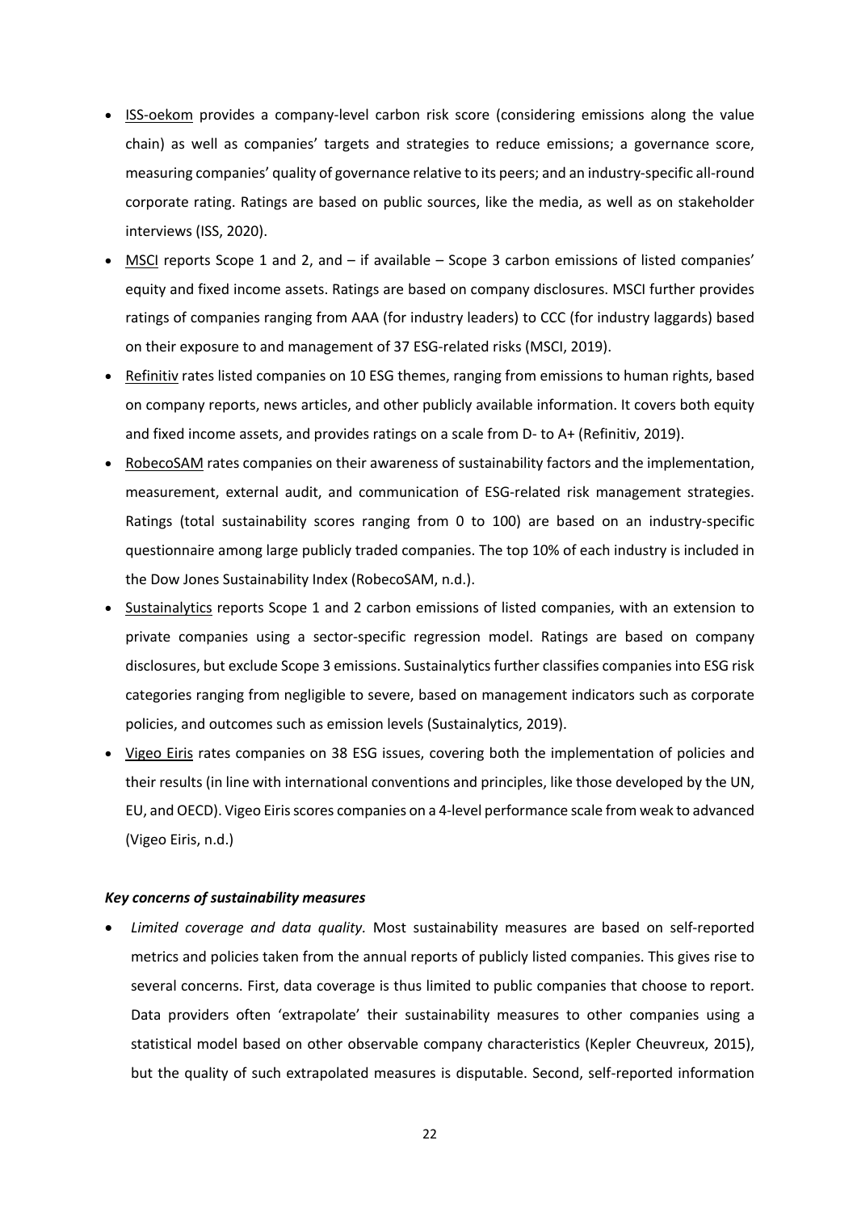- ISS-oekom provides a company-level carbon risk score (considering emissions along the value chain) as well as companies' targets and strategies to reduce emissions; a governance score, measuring companies' quality of governance relative to its peers; and an industry-specific all-round corporate rating. Ratings are based on public sources, like the media, as well as on stakeholder interviews (ISS, 2020).
- MSCI reports Scope 1 and 2, and – if available – Scope 3 carbon emissions of listed companies' equity and fixed income assets. Ratings are based on company disclosures. MSCI further provides ratings of companies ranging from AAA (for industry leaders) to CCC (for industry laggards) based on their exposure to and management of 37 ESG-related risks (MSCI, 2019).
- Refinitiv rates listed companies on 10 ESG themes, ranging from emissions to human rights, based on company reports, news articles, and other publicly available information. It covers both equity and fixed income assets, and provides ratings on a scale from D- to A+ (Refinitiv, 2019).
- RobecoSAM rates companies on their awareness of sustainability factors and the implementation, measurement, external audit, and communication of ESG-related risk management strategies. Ratings (total sustainability scores ranging from 0 to 100) are based on an industry-specific questionnaire among large publicly traded companies. The top 10% of each industry is included in the Dow Jones Sustainability Index (RobecoSAM, n.d.).
- Sustainalytics reports Scope 1 and 2 carbon emissions of listed companies, with an extension to private companies using a sector-specific regression model. Ratings are based on company disclosures, but exclude Scope 3 emissions. Sustainalytics further classifies companies into ESG risk categories ranging from negligible to severe, based on management indicators such as corporate policies, and outcomes such as emission levels (Sustainalytics, 2019).
- Vigeo Eiris rates companies on 38 ESG issues, covering both the implementation of policies and their results (in line with international conventions and principles, like those developed by the UN, EU, and OECD). Vigeo Eiris scores companies on a 4-level performance scale from weak to advanced (Vigeo Eiris, n.d.)

***Key concerns of sustainability measures***

- *Limited coverage and data quality.* Most sustainability measures are based on self-reported metrics and policies taken from the annual reports of publicly listed companies. This gives rise to several concerns. First, data coverage is thus limited to public companies that choose to report. Data providers often 'extrapolate' their sustainability measures to other companies using a statistical model based on other observable company characteristics (Kepler Cheuvreux, 2015), but the quality of such extrapolated measures is disputable. Second, self-reported information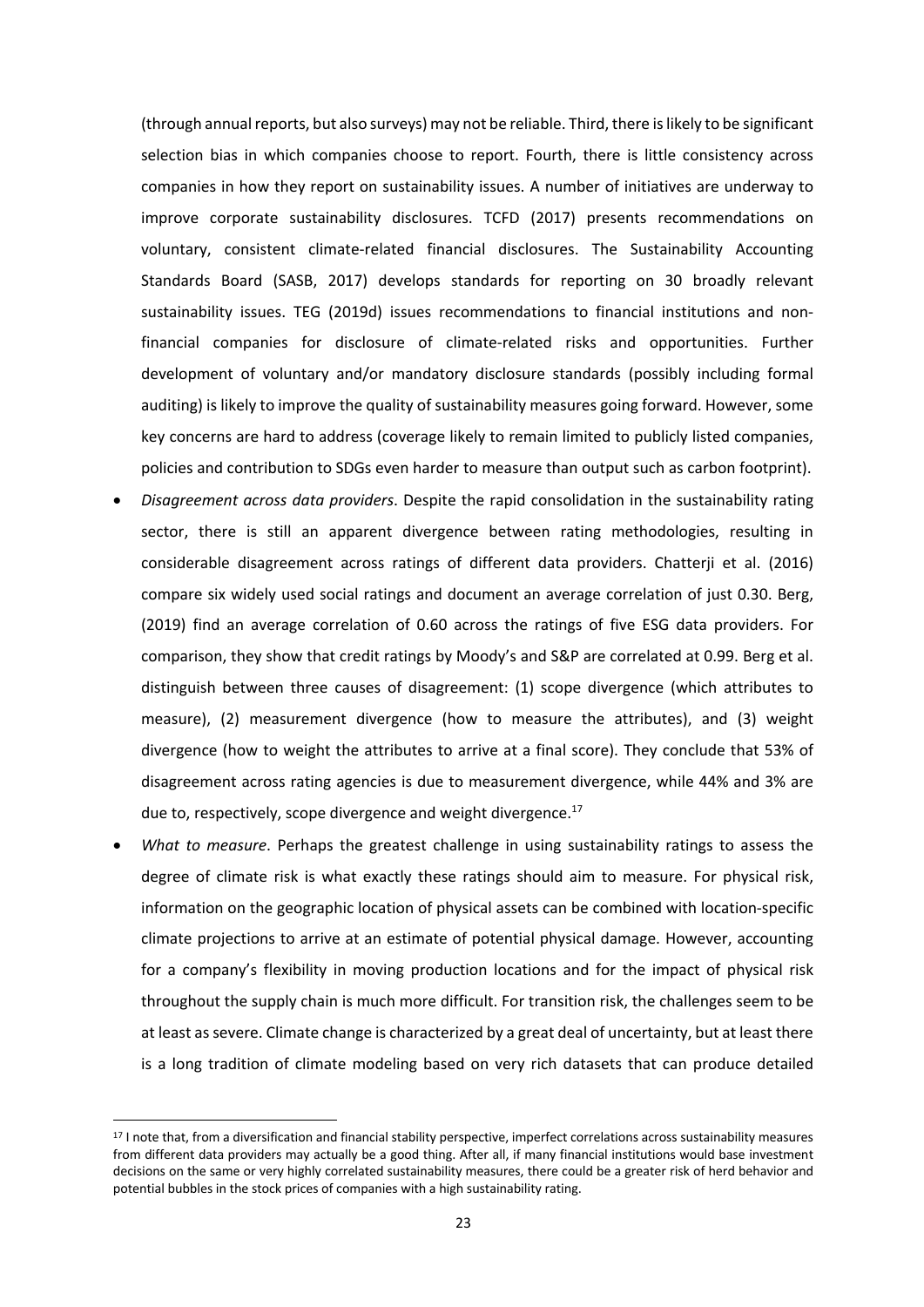(through annual reports, but also surveys) may not be reliable. Third, there is likely to be significant selection bias in which companies choose to report. Fourth, there is little consistency across companies in how they report on sustainability issues. A number of initiatives are underway to improve corporate sustainability disclosures. TCFD (2017) presents recommendations on voluntary, consistent climate-related financial disclosures. The Sustainability Accounting Standards Board (SASB, 2017) develops standards for reporting on 30 broadly relevant sustainability issues. TEG (2019d) issues recommendations to financial institutions and non-financial companies for disclosure of climate-related risks and opportunities. Further development of voluntary and/or mandatory disclosure standards (possibly including formal auditing) is likely to improve the quality of sustainability measures going forward. However, some key concerns are hard to address (coverage likely to remain limited to publicly listed companies, policies and contribution to SDGs even harder to measure than output such as carbon footprint).

- *Disagreement across data providers*. Despite the rapid consolidation in the sustainability rating sector, there is still an apparent divergence between rating methodologies, resulting in considerable disagreement across ratings of different data providers. Chatterji et al. (2016) compare six widely used social ratings and document an average correlation of just 0.30. Berg, (2019) find an average correlation of 0.60 across the ratings of five ESG data providers. For comparison, they show that credit ratings by Moody's and S&P are correlated at 0.99. Berg et al. distinguish between three causes of disagreement: (1) scope divergence (which attributes to measure), (2) measurement divergence (how to measure the attributes), and (3) weight divergence (how to weight the attributes to arrive at a final score). They conclude that 53% of disagreement across rating agencies is due to measurement divergence, while 44% and 3% are due to, respectively, scope divergence and weight divergence.[17]
- *What to measure*. Perhaps the greatest challenge in using sustainability ratings to assess the degree of climate risk is what exactly these ratings should aim to measure. For physical risk, information on the geographic location of physical assets can be combined with location-specific climate projections to arrive at an estimate of potential physical damage. However, accounting for a company's flexibility in moving production locations and for the impact of physical risk throughout the supply chain is much more difficult. For transition risk, the challenges seem to be at least as severe. Climate change is characterized by a great deal of uncertainty, but at least there is a long tradition of climate modeling based on very rich datasets that can produce detailed

[17] I note that, from a diversification and financial stability perspective, imperfect correlations across sustainability measures from different data providers may actually be a good thing. After all, if many financial institutions would base investment decisions on the same or very highly correlated sustainability measures, there could be a greater risk of herd behavior and potential bubbles in the stock prices of companies with a high sustainability rating.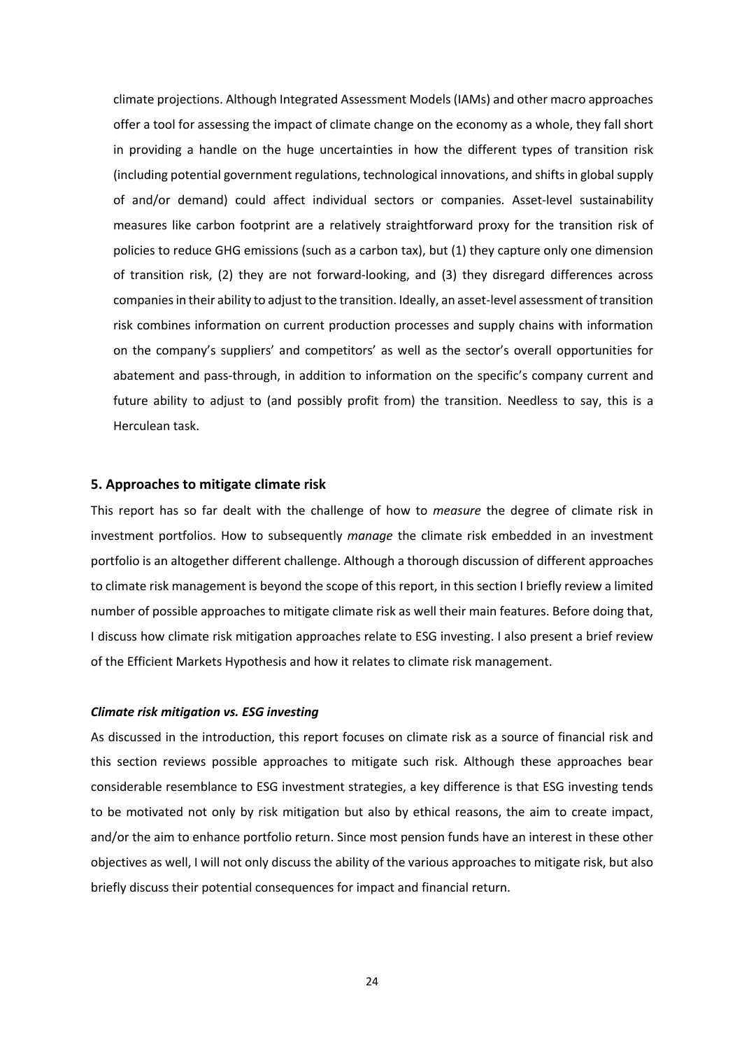climate projections. Although Integrated Assessment Models (IAMs) and other macro approaches offer a tool for assessing the impact of climate change on the economy as a whole, they fall short in providing a handle on the huge uncertainties in how the different types of transition risk (including potential government regulations, technological innovations, and shifts in global supply of and/or demand) could affect individual sectors or companies. Asset-level sustainability measures like carbon footprint are a relatively straightforward proxy for the transition risk of policies to reduce GHG emissions (such as a carbon tax), but (1) they capture only one dimension of transition risk, (2) they are not forward-looking, and (3) they disregard differences across companies in their ability to adjust to the transition. Ideally, an asset-level assessment of transition risk combines information on current production processes and supply chains with information on the company's suppliers' and competitors' as well as the sector's overall opportunities for abatement and pass-through, in addition to information on the specific's company current and future ability to adjust to (and possibly profit from) the transition. Needless to say, this is a Herculean task.

## 5. Approaches to mitigate climate risk

This report has so far dealt with the challenge of how to *measure* the degree of climate risk in investment portfolios. How to subsequently *manage* the climate risk embedded in an investment portfolio is an altogether different challenge. Although a thorough discussion of different approaches to climate risk management is beyond the scope of this report, in this section I briefly review a limited number of possible approaches to mitigate climate risk as well their main features. Before doing that, I discuss how climate risk mitigation approaches relate to ESG investing. I also present a brief review of the Efficient Markets Hypothesis and how it relates to climate risk management.

### *Climate risk mitigation vs. ESG investing*

As discussed in the introduction, this report focuses on climate risk as a source of financial risk and this section reviews possible approaches to mitigate such risk. Although these approaches bear considerable resemblance to ESG investment strategies, a key difference is that ESG investing tends to be motivated not only by risk mitigation but also by ethical reasons, the aim to create impact, and/or the aim to enhance portfolio return. Since most pension funds have an interest in these other objectives as well, I will not only discuss the ability of the various approaches to mitigate risk, but also briefly discuss their potential consequences for impact and financial return.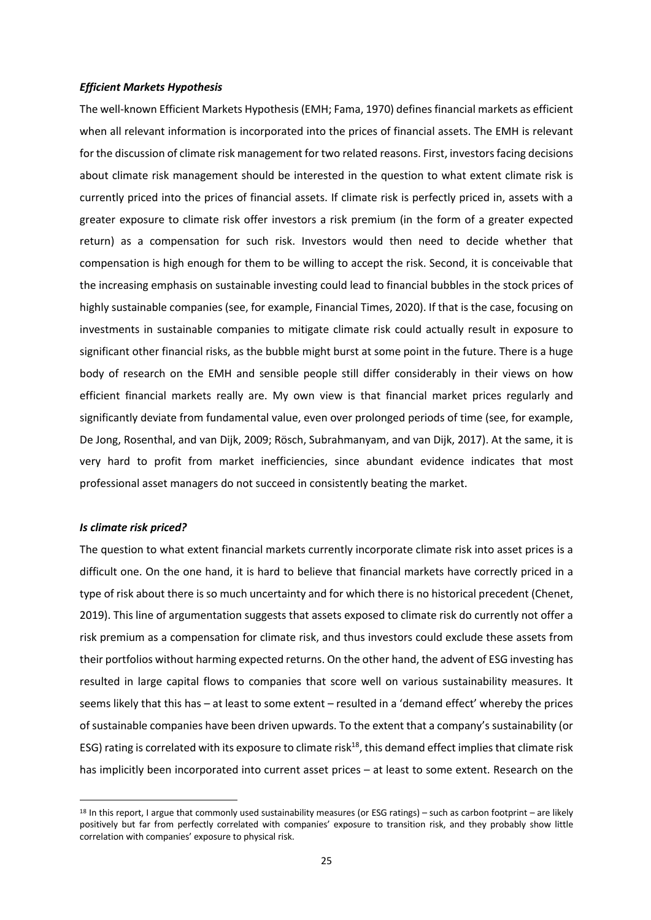***Efficient Markets Hypothesis***

The well-known Efficient Markets Hypothesis (EMH; Fama, 1970) defines financial markets as efficient when all relevant information is incorporated into the prices of financial assets. The EMH is relevant for the discussion of climate risk management for two related reasons. First, investors facing decisions about climate risk management should be interested in the question to what extent climate risk is currently priced into the prices of financial assets. If climate risk is perfectly priced in, assets with a greater exposure to climate risk offer investors a risk premium (in the form of a greater expected return) as a compensation for such risk. Investors would then need to decide whether that compensation is high enough for them to be willing to accept the risk. Second, it is conceivable that the increasing emphasis on sustainable investing could lead to financial bubbles in the stock prices of highly sustainable companies (see, for example, Financial Times, 2020). If that is the case, focusing on investments in sustainable companies to mitigate climate risk could actually result in exposure to significant other financial risks, as the bubble might burst at some point in the future. There is a huge body of research on the EMH and sensible people still differ considerably in their views on how efficient financial markets really are. My own view is that financial market prices regularly and significantly deviate from fundamental value, even over prolonged periods of time (see, for example, De Jong, Rosenthal, and van Dijk, 2009; Rösch, Subrahmanyam, and van Dijk, 2017). At the same, it is very hard to profit from market inefficiencies, since abundant evidence indicates that most professional asset managers do not succeed in consistently beating the market.

***Is climate risk priced?***

The question to what extent financial markets currently incorporate climate risk into asset prices is a difficult one. On the one hand, it is hard to believe that financial markets have correctly priced in a type of risk about there is so much uncertainty and for which there is no historical precedent (Chenet, 2019). This line of argumentation suggests that assets exposed to climate risk do currently not offer a risk premium as a compensation for climate risk, and thus investors could exclude these assets from their portfolios without harming expected returns. On the other hand, the advent of ESG investing has resulted in large capital flows to companies that score well on various sustainability measures. It seems likely that this has – at least to some extent – resulted in a 'demand effect' whereby the prices of sustainable companies have been driven upwards. To the extent that a company's sustainability (or ESG) rating is correlated with its exposure to climate risk[18], this demand effect implies that climate risk has implicitly been incorporated into current asset prices – at least to some extent. Research on the

[18] In this report, I argue that commonly used sustainability measures (or ESG ratings) – such as carbon footprint – are likely positively but far from perfectly correlated with companies' exposure to transition risk, and they probably show little correlation with companies' exposure to physical risk.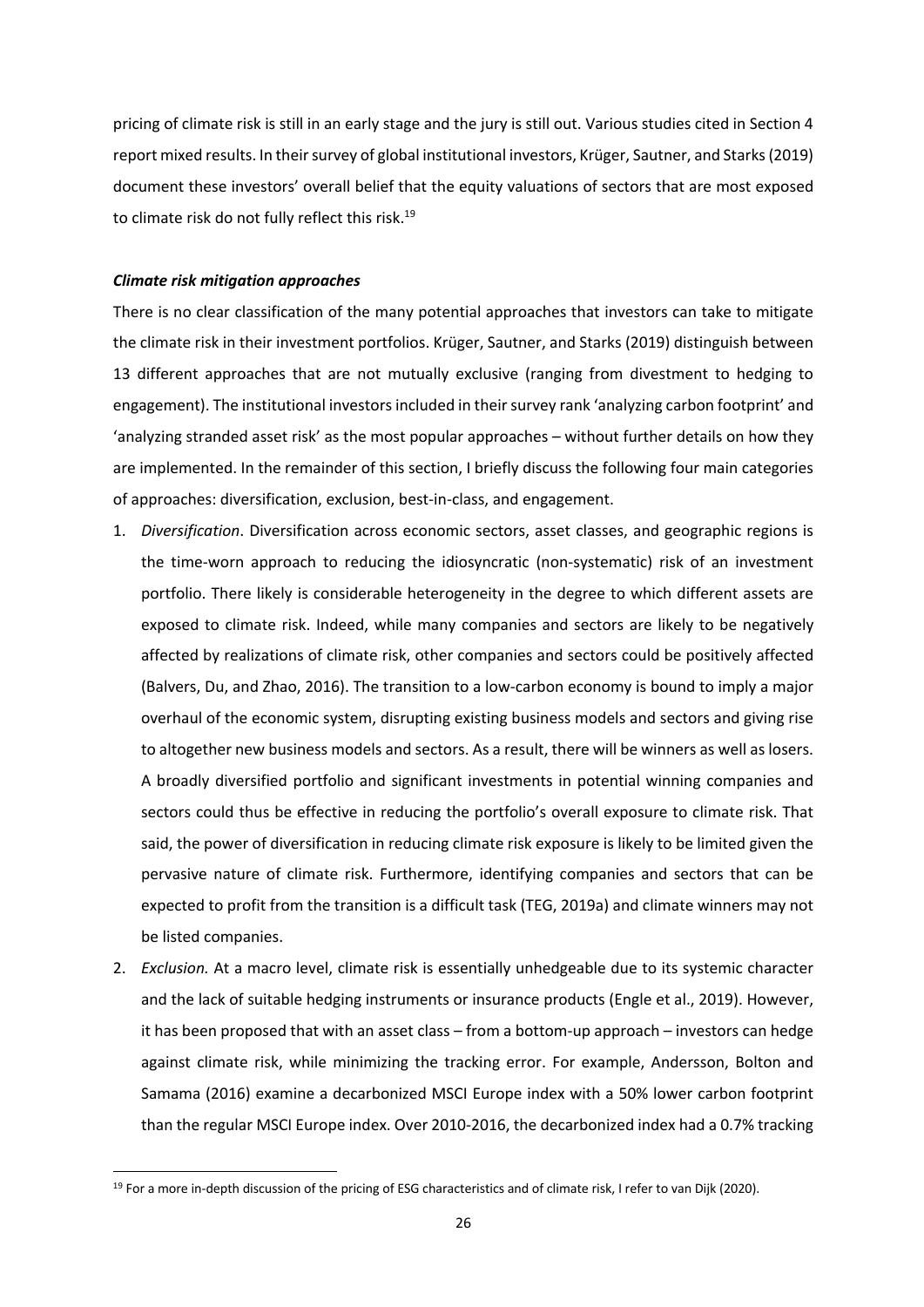pricing of climate risk is still in an early stage and the jury is still out. Various studies cited in Section 4 report mixed results. In their survey of global institutional investors, Krüger, Sautner, and Starks (2019) document these investors' overall belief that the equity valuations of sectors that are most exposed to climate risk do not fully reflect this risk.[19]

***Climate risk mitigation approaches***

There is no clear classification of the many potential approaches that investors can take to mitigate the climate risk in their investment portfolios. Krüger, Sautner, and Starks (2019) distinguish between 13 different approaches that are not mutually exclusive (ranging from divestment to hedging to engagement). The institutional investors included in their survey rank 'analyzing carbon footprint' and 'analyzing stranded asset risk' as the most popular approaches – without further details on how they are implemented. In the remainder of this section, I briefly discuss the following four main categories of approaches: diversification, exclusion, best-in-class, and engagement.

1. *Diversification*. Diversification across economic sectors, asset classes, and geographic regions is the time-worn approach to reducing the idiosyncratic (non-systematic) risk of an investment portfolio. There likely is considerable heterogeneity in the degree to which different assets are exposed to climate risk. Indeed, while many companies and sectors are likely to be negatively affected by realizations of climate risk, other companies and sectors could be positively affected (Balvers, Du, and Zhao, 2016). The transition to a low-carbon economy is bound to imply a major overhaul of the economic system, disrupting existing business models and sectors and giving rise to altogether new business models and sectors. As a result, there will be winners as well as losers. A broadly diversified portfolio and significant investments in potential winning companies and sectors could thus be effective in reducing the portfolio's overall exposure to climate risk. That said, the power of diversification in reducing climate risk exposure is likely to be limited given the pervasive nature of climate risk. Furthermore, identifying companies and sectors that can be expected to profit from the transition is a difficult task (TEG, 2019a) and climate winners may not be listed companies.
2. *Exclusion.* At a macro level, climate risk is essentially unhedgeable due to its systemic character and the lack of suitable hedging instruments or insurance products (Engle et al., 2019). However, it has been proposed that with an asset class – from a bottom-up approach – investors can hedge against climate risk, while minimizing the tracking error. For example, Andersson, Bolton and Samama (2016) examine a decarbonized MSCI Europe index with a 50% lower carbon footprint than the regular MSCI Europe index. Over 2010-2016, the decarbonized index had a 0.7% tracking

[19] For a more in-depth discussion of the pricing of ESG characteristics and of climate risk, I refer to van Dijk (2020).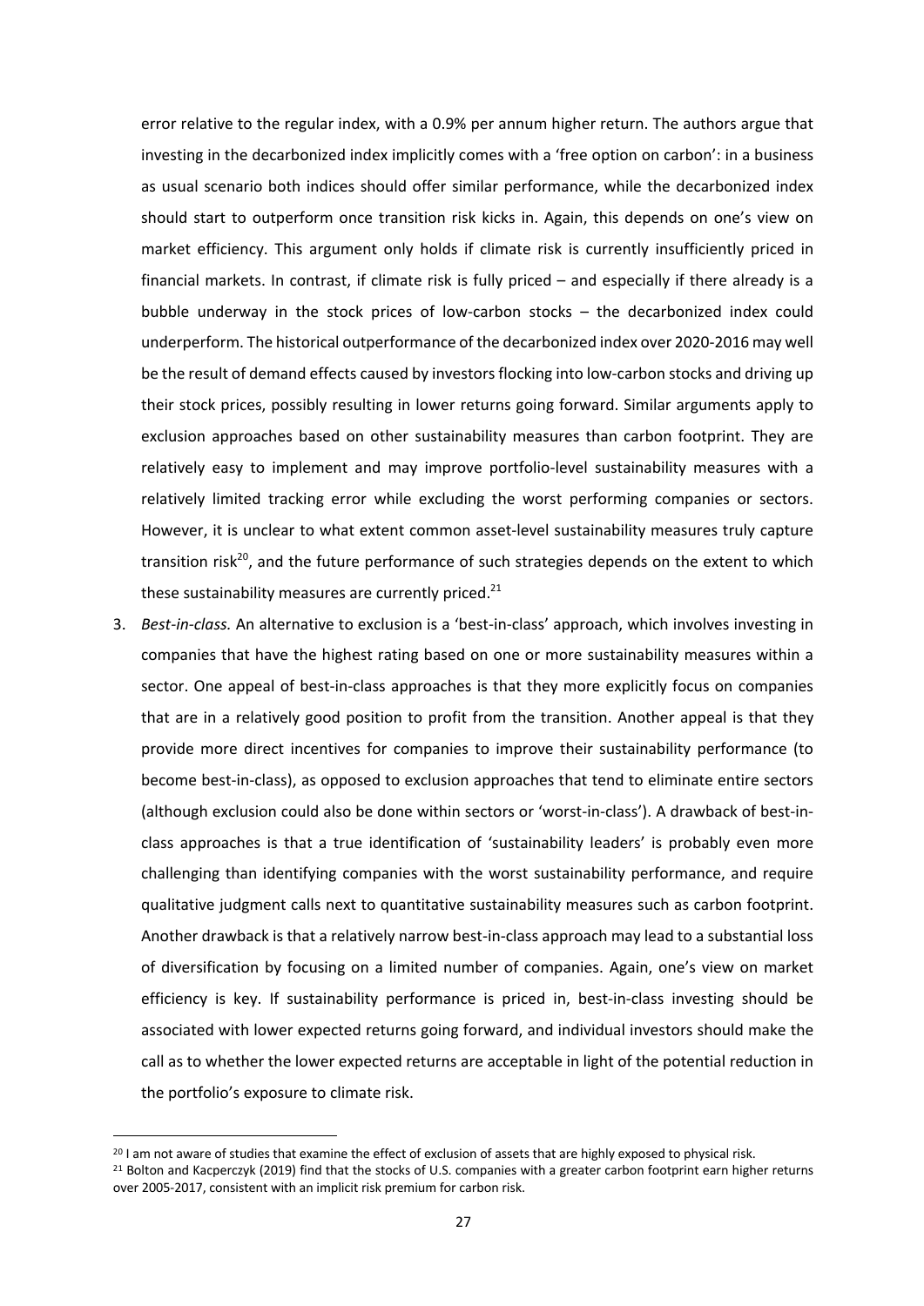error relative to the regular index, with a 0.9% per annum higher return. The authors argue that investing in the decarbonized index implicitly comes with a 'free option on carbon': in a business as usual scenario both indices should offer similar performance, while the decarbonized index should start to outperform once transition risk kicks in. Again, this depends on one's view on market efficiency. This argument only holds if climate risk is currently insufficiently priced in financial markets. In contrast, if climate risk is fully priced – and especially if there already is a bubble underway in the stock prices of low-carbon stocks – the decarbonized index could underperform. The historical outperformance of the decarbonized index over 2020-2016 may well be the result of demand effects caused by investors flocking into low-carbon stocks and driving up their stock prices, possibly resulting in lower returns going forward. Similar arguments apply to exclusion approaches based on other sustainability measures than carbon footprint. They are relatively easy to implement and may improve portfolio-level sustainability measures with a relatively limited tracking error while excluding the worst performing companies or sectors. However, it is unclear to what extent common asset-level sustainability measures truly capture transition risk[20], and the future performance of such strategies depends on the extent to which these sustainability measures are currently priced.[21]

3. *Best-in-class.* An alternative to exclusion is a 'best-in-class' approach, which involves investing in companies that have the highest rating based on one or more sustainability measures within a sector. One appeal of best-in-class approaches is that they more explicitly focus on companies that are in a relatively good position to profit from the transition. Another appeal is that they provide more direct incentives for companies to improve their sustainability performance (to become best-in-class), as opposed to exclusion approaches that tend to eliminate entire sectors (although exclusion could also be done within sectors or 'worst-in-class'). A drawback of best-in-class approaches is that a true identification of 'sustainability leaders' is probably even more challenging than identifying companies with the worst sustainability performance, and require qualitative judgment calls next to quantitative sustainability measures such as carbon footprint. Another drawback is that a relatively narrow best-in-class approach may lead to a substantial loss of diversification by focusing on a limited number of companies. Again, one's view on market efficiency is key. If sustainability performance is priced in, best-in-class investing should be associated with lower expected returns going forward, and individual investors should make the call as to whether the lower expected returns are acceptable in light of the potential reduction in the portfolio's exposure to climate risk.

---

[20] I am not aware of studies that examine the effect of exclusion of assets that are highly exposed to physical risk.

[21] Bolton and Kacperczyk (2019) find that the stocks of U.S. companies with a greater carbon footprint earn higher returns over 2005-2017, consistent with an implicit risk premium for carbon risk.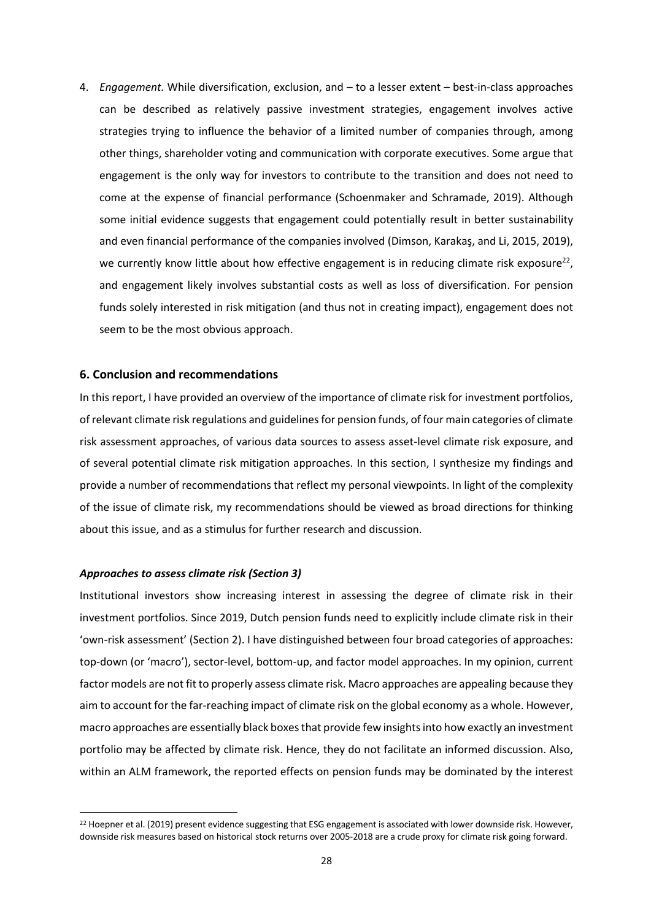4. *Engagement.* While diversification, exclusion, and – to a lesser extent – best-in-class approaches can be described as relatively passive investment strategies, engagement involves active strategies trying to influence the behavior of a limited number of companies through, among other things, shareholder voting and communication with corporate executives. Some argue that engagement is the only way for investors to contribute to the transition and does not need to come at the expense of financial performance (Schoenmaker and Schramade, 2019). Although some initial evidence suggests that engagement could potentially result in better sustainability and even financial performance of the companies involved (Dimson, Karakaş, and Li, 2015, 2019), we currently know little about how effective engagement is in reducing climate risk exposure[22], and engagement likely involves substantial costs as well as loss of diversification. For pension funds solely interested in risk mitigation (and thus not in creating impact), engagement does not seem to be the most obvious approach.

## 6. Conclusion and recommendations

In this report, I have provided an overview of the importance of climate risk for investment portfolios, of relevant climate risk regulations and guidelines for pension funds, of four main categories of climate risk assessment approaches, of various data sources to assess asset-level climate risk exposure, and of several potential climate risk mitigation approaches. In this section, I synthesize my findings and provide a number of recommendations that reflect my personal viewpoints. In light of the complexity of the issue of climate risk, my recommendations should be viewed as broad directions for thinking about this issue, and as a stimulus for further research and discussion.

### *Approaches to assess climate risk (Section 3)*

Institutional investors show increasing interest in assessing the degree of climate risk in their investment portfolios. Since 2019, Dutch pension funds need to explicitly include climate risk in their 'own-risk assessment' (Section 2). I have distinguished between four broad categories of approaches: top-down (or 'macro'), sector-level, bottom-up, and factor model approaches. In my opinion, current factor models are not fit to properly assess climate risk. Macro approaches are appealing because they aim to account for the far-reaching impact of climate risk on the global economy as a whole. However, macro approaches are essentially black boxes that provide few insights into how exactly an investment portfolio may be affected by climate risk. Hence, they do not facilitate an informed discussion. Also, within an ALM framework, the reported effects on pension funds may be dominated by the interest

[22] Hoepner et al. (2019) present evidence suggesting that ESG engagement is associated with lower downside risk. However, downside risk measures based on historical stock returns over 2005-2018 are a crude proxy for climate risk going forward.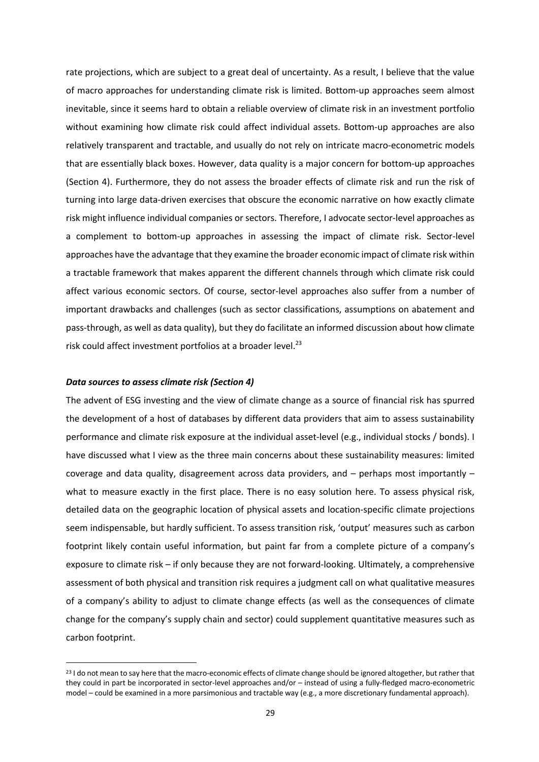rate projections, which are subject to a great deal of uncertainty. As a result, I believe that the value of macro approaches for understanding climate risk is limited. Bottom-up approaches seem almost inevitable, since it seems hard to obtain a reliable overview of climate risk in an investment portfolio without examining how climate risk could affect individual assets. Bottom-up approaches are also relatively transparent and tractable, and usually do not rely on intricate macro-econometric models that are essentially black boxes. However, data quality is a major concern for bottom-up approaches (Section 4). Furthermore, they do not assess the broader effects of climate risk and run the risk of turning into large data-driven exercises that obscure the economic narrative on how exactly climate risk might influence individual companies or sectors. Therefore, I advocate sector-level approaches as a complement to bottom-up approaches in assessing the impact of climate risk. Sector-level approaches have the advantage that they examine the broader economic impact of climate risk within a tractable framework that makes apparent the different channels through which climate risk could affect various economic sectors. Of course, sector-level approaches also suffer from a number of important drawbacks and challenges (such as sector classifications, assumptions on abatement and pass-through, as well as data quality), but they do facilitate an informed discussion about how climate risk could affect investment portfolios at a broader level.[23]

***Data sources to assess climate risk (Section 4)***

The advent of ESG investing and the view of climate change as a source of financial risk has spurred the development of a host of databases by different data providers that aim to assess sustainability performance and climate risk exposure at the individual asset-level (e.g., individual stocks / bonds). I have discussed what I view as the three main concerns about these sustainability measures: limited coverage and data quality, disagreement across data providers, and – perhaps most importantly – what to measure exactly in the first place. There is no easy solution here. To assess physical risk, detailed data on the geographic location of physical assets and location-specific climate projections seem indispensable, but hardly sufficient. To assess transition risk, 'output' measures such as carbon footprint likely contain useful information, but paint far from a complete picture of a company's exposure to climate risk – if only because they are not forward-looking. Ultimately, a comprehensive assessment of both physical and transition risk requires a judgment call on what qualitative measures of a company's ability to adjust to climate change effects (as well as the consequences of climate change for the company's supply chain and sector) could supplement quantitative measures such as carbon footprint.

[23] I do not mean to say here that the macro-economic effects of climate change should be ignored altogether, but rather that they could in part be incorporated in sector-level approaches and/or – instead of using a fully-fledged macro-econometric model – could be examined in a more parsimonious and tractable way (e.g., a more discretionary fundamental approach).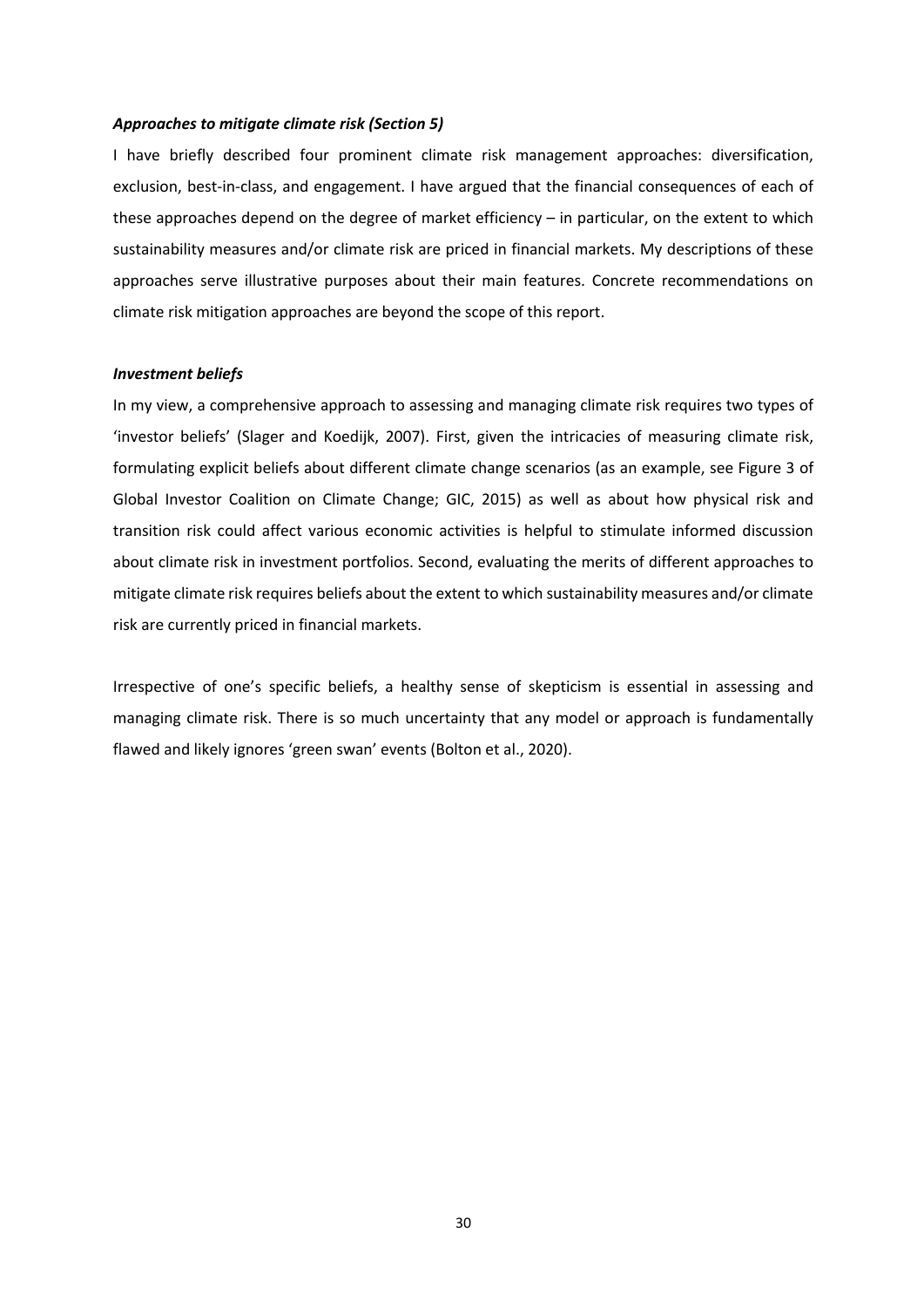***Approaches to mitigate climate risk (Section 5)***

I have briefly described four prominent climate risk management approaches: diversification, exclusion, best-in-class, and engagement. I have argued that the financial consequences of each of these approaches depend on the degree of market efficiency – in particular, on the extent to which sustainability measures and/or climate risk are priced in financial markets. My descriptions of these approaches serve illustrative purposes about their main features. Concrete recommendations on climate risk mitigation approaches are beyond the scope of this report.

***Investment beliefs***

In my view, a comprehensive approach to assessing and managing climate risk requires two types of 'investor beliefs' (Slager and Koedijk, 2007). First, given the intricacies of measuring climate risk, formulating explicit beliefs about different climate change scenarios (as an example, see Figure 3 of Global Investor Coalition on Climate Change; GIC, 2015) as well as about how physical risk and transition risk could affect various economic activities is helpful to stimulate informed discussion about climate risk in investment portfolios. Second, evaluating the merits of different approaches to mitigate climate risk requires beliefs about the extent to which sustainability measures and/or climate risk are currently priced in financial markets.

Irrespective of one's specific beliefs, a healthy sense of skepticism is essential in assessing and managing climate risk. There is so much uncertainty that any model or approach is fundamentally flawed and likely ignores 'green swan' events (Bolton et al., 2020).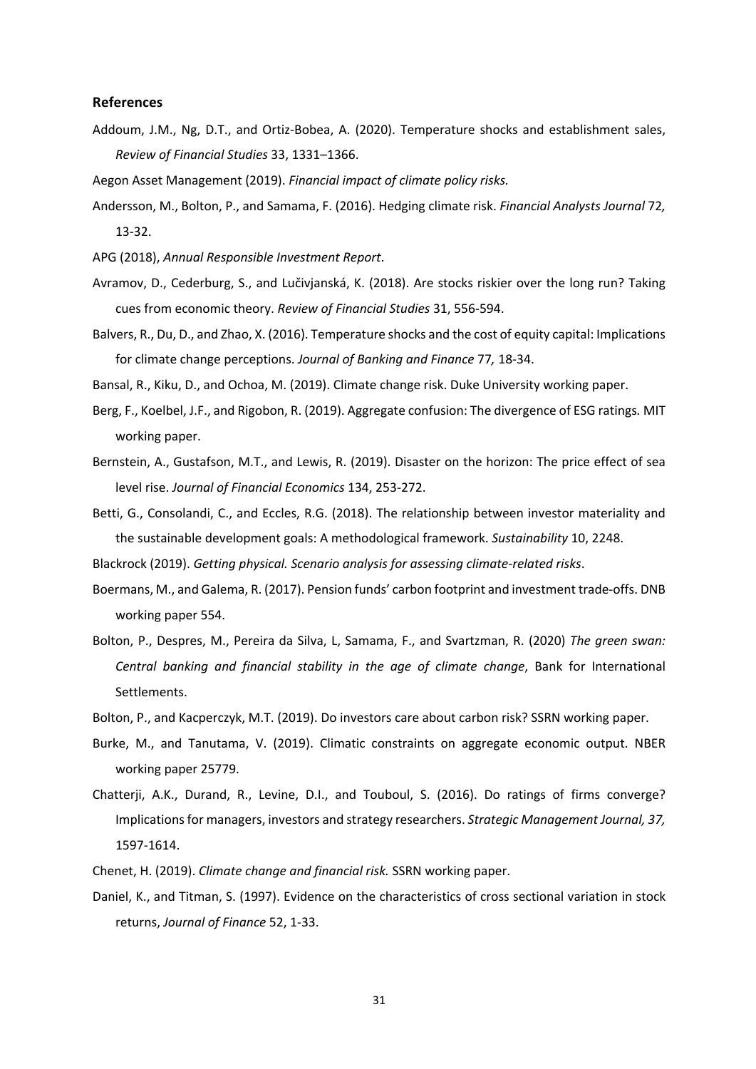## References

Addoum, J.M., Ng, D.T., and Ortiz-Bobea, A. (2020). Temperature shocks and establishment sales, *Review of Financial Studies* 33, 1331–1366.

Aegon Asset Management (2019). *Financial impact of climate policy risks.*

Andersson, M., Bolton, P., and Samama, F. (2016). Hedging climate risk. *Financial Analysts Journal* 72*,* 13-32.

APG (2018), *Annual Responsible Investment Report*.

Avramov, D., Cederburg, S., and Lučivjanská, K. (2018). Are stocks riskier over the long run? Taking cues from economic theory. *Review of Financial Studies* 31, 556-594.

Balvers, R., Du, D., and Zhao, X. (2016). Temperature shocks and the cost of equity capital: Implications for climate change perceptions. *Journal of Banking and Finance* 77*,* 18-34.

Bansal, R., Kiku, D., and Ochoa, M. (2019). Climate change risk. Duke University working paper.

Berg, F., Koelbel, J.F., and Rigobon, R. (2019). Aggregate confusion: The divergence of ESG ratings*.* MIT working paper.

Bernstein, A., Gustafson, M.T., and Lewis, R. (2019). Disaster on the horizon: The price effect of sea level rise. *Journal of Financial Economics* 134, 253-272.

Betti, G., Consolandi, C., and Eccles, R.G. (2018). The relationship between investor materiality and the sustainable development goals: A methodological framework. *Sustainability* 10, 2248.

Blackrock (2019). *Getting physical. Scenario analysis for assessing climate-related risks*.

Boermans, M., and Galema, R. (2017). Pension funds' carbon footprint and investment trade-offs. DNB working paper 554.

Bolton, P., Despres, M., Pereira da Silva, L, Samama, F., and Svartzman, R. (2020) *The green swan: Central banking and financial stability in the age of climate change*, Bank for International Settlements.

Bolton, P., and Kacperczyk, M.T. (2019). Do investors care about carbon risk? SSRN working paper.

Burke, M., and Tanutama, V. (2019). Climatic constraints on aggregate economic output. NBER working paper 25779.

Chatterji, A.K., Durand, R., Levine, D.I., and Touboul, S. (2016). Do ratings of firms converge? Implications for managers, investors and strategy researchers. *Strategic Management Journal, 37,* 1597-1614.

Chenet, H. (2019). *Climate change and financial risk.* SSRN working paper.

Daniel, K., and Titman, S. (1997). Evidence on the characteristics of cross sectional variation in stock returns, *Journal of Finance* 52, 1-33.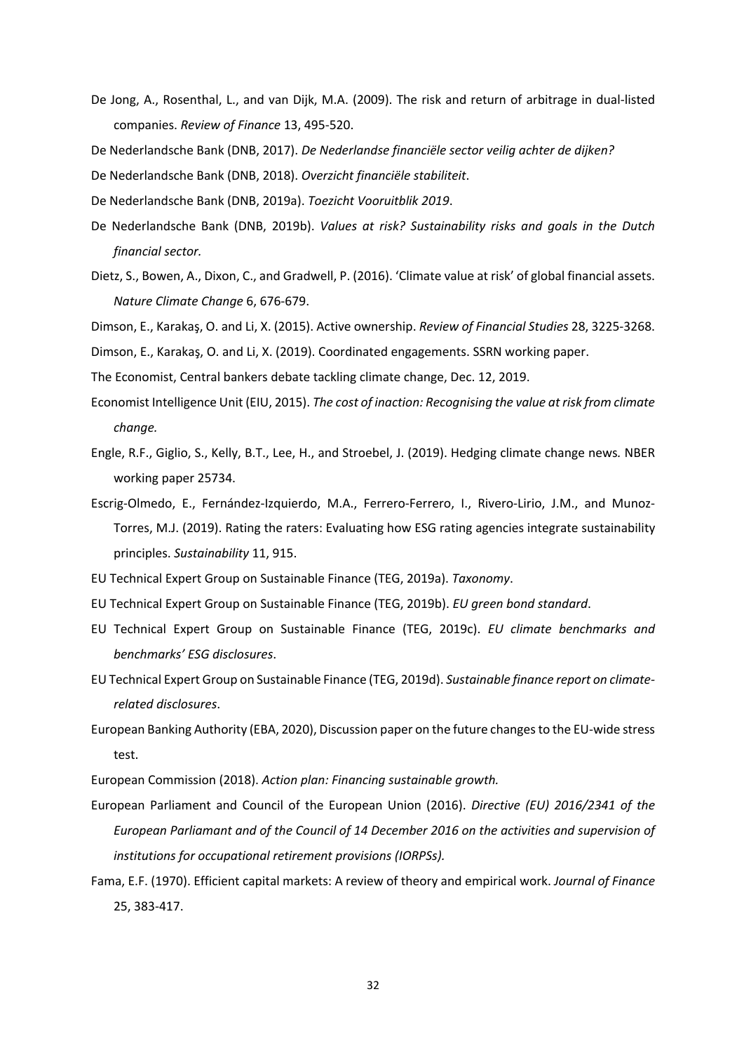De Jong, A., Rosenthal, L., and van Dijk, M.A. (2009). The risk and return of arbitrage in dual-listed companies. *Review of Finance* 13, 495-520.

De Nederlandsche Bank (DNB, 2017). *De Nederlandse financiële sector veilig achter de dijken?*

De Nederlandsche Bank (DNB, 2018). *Overzicht financiële stabiliteit*.

De Nederlandsche Bank (DNB, 2019a). *Toezicht Vooruitblik 2019*.

De Nederlandsche Bank (DNB, 2019b). *Values at risk? Sustainability risks and goals in the Dutch financial sector.*

Dietz, S., Bowen, A., Dixon, C., and Gradwell, P. (2016). 'Climate value at risk' of global financial assets. *Nature Climate Change* 6, 676-679.

Dimson, E., Karakaş, O. and Li, X. (2015). Active ownership. *Review of Financial Studies* 28, 3225-3268.

Dimson, E., Karakaş, O. and Li, X. (2019). Coordinated engagements. SSRN working paper.

The Economist, Central bankers debate tackling climate change, Dec. 12, 2019.

Economist Intelligence Unit (EIU, 2015). *The cost of inaction: Recognising the value at risk from climate change.*

Engle, R.F., Giglio, S., Kelly, B.T., Lee, H., and Stroebel, J. (2019). Hedging climate change news*.* NBER working paper 25734.

Escrig-Olmedo, E., Fernández-Izquierdo, M.A., Ferrero-Ferrero, I., Rivero-Lirio, J.M., and Munoz-Torres, M.J. (2019). Rating the raters: Evaluating how ESG rating agencies integrate sustainability principles. *Sustainability* 11, 915.

EU Technical Expert Group on Sustainable Finance (TEG, 2019a). *Taxonomy*.

EU Technical Expert Group on Sustainable Finance (TEG, 2019b). *EU green bond standard*.

EU Technical Expert Group on Sustainable Finance (TEG, 2019c). *EU climate benchmarks and benchmarks' ESG disclosures*.

EU Technical Expert Group on Sustainable Finance (TEG, 2019d). *Sustainable finance report on climate-related disclosures*.

European Banking Authority (EBA, 2020), Discussion paper on the future changes to the EU-wide stress test.

European Commission (2018). *Action plan: Financing sustainable growth.*

European Parliament and Council of the European Union (2016). *Directive (EU) 2016/2341 of the European Parliamant and of the Council of 14 December 2016 on the activities and supervision of institutions for occupational retirement provisions (IORPSs).*

Fama, E.F. (1970). Efficient capital markets: A review of theory and empirical work. *Journal of Finance* 25, 383-417.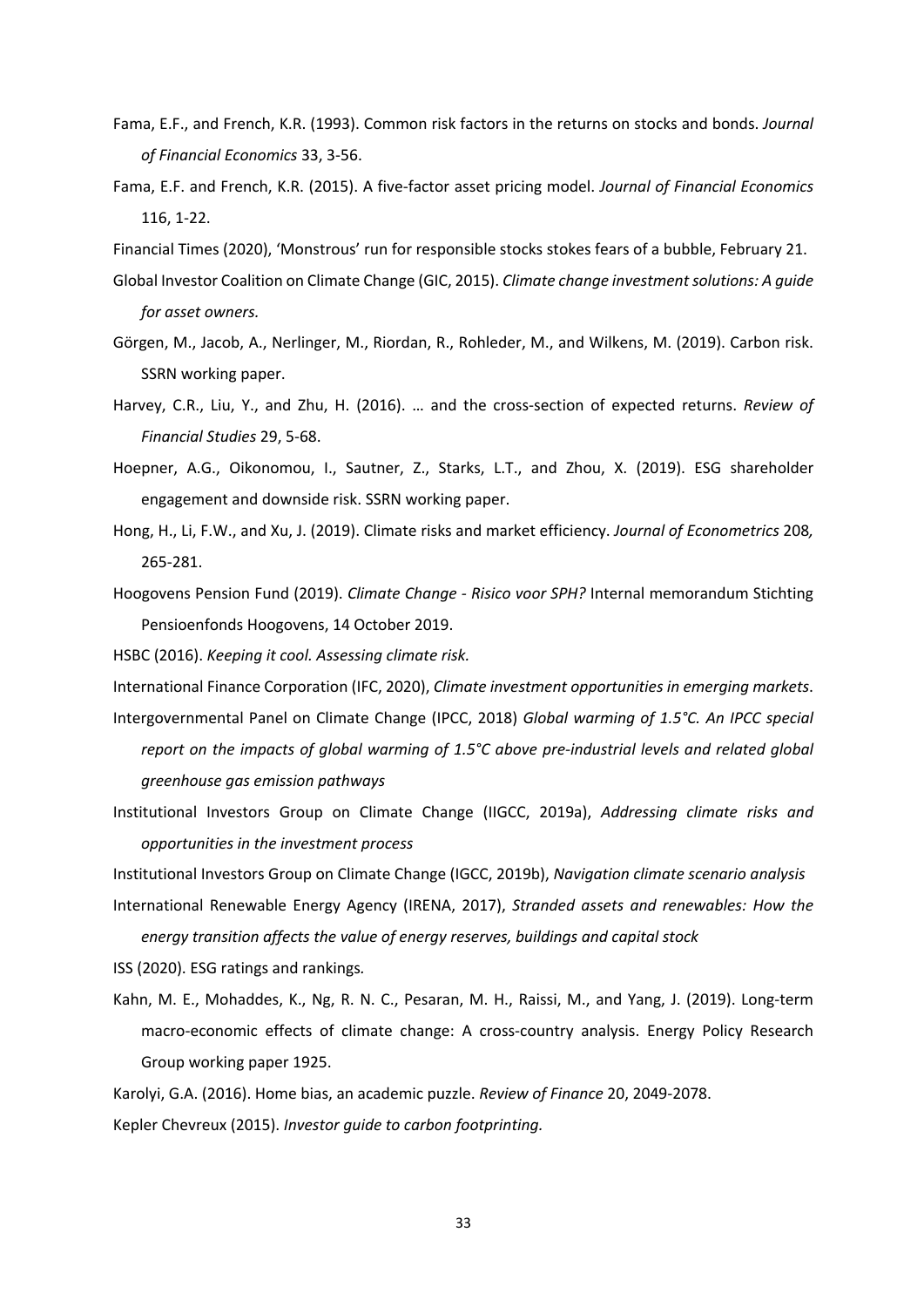Fama, E.F., and French, K.R. (1993). Common risk factors in the returns on stocks and bonds. *Journal of Financial Economics* 33, 3-56.

Fama, E.F. and French, K.R. (2015). A five-factor asset pricing model. *Journal of Financial Economics* 116, 1-22.

Financial Times (2020), 'Monstrous' run for responsible stocks stokes fears of a bubble, February 21.

Global Investor Coalition on Climate Change (GIC, 2015). *Climate change investment solutions: A guide for asset owners.*

Görgen, M., Jacob, A., Nerlinger, M., Riordan, R., Rohleder, M., and Wilkens, M. (2019). Carbon risk. SSRN working paper.

Harvey, C.R., Liu, Y., and Zhu, H. (2016). … and the cross-section of expected returns. *Review of Financial Studies* 29, 5-68.

Hoepner, A.G., Oikonomou, I., Sautner, Z., Starks, L.T., and Zhou, X. (2019). ESG shareholder engagement and downside risk. SSRN working paper.

Hong, H., Li, F.W., and Xu, J. (2019). Climate risks and market efficiency. *Journal of Econometrics* 208*,* 265-281.

Hoogovens Pension Fund (2019). *Climate Change - Risico voor SPH?* Internal memorandum Stichting Pensioenfonds Hoogovens, 14 October 2019.

HSBC (2016). *Keeping it cool. Assessing climate risk.*

International Finance Corporation (IFC, 2020), *Climate investment opportunities in emerging markets*.

Intergovernmental Panel on Climate Change (IPCC, 2018) *Global warming of 1.5°C. An IPCC special report on the impacts of global warming of 1.5°C above pre-industrial levels and related global greenhouse gas emission pathways*

Institutional Investors Group on Climate Change (IIGCC, 2019a), *Addressing climate risks and opportunities in the investment process*

Institutional Investors Group on Climate Change (IGCC, 2019b), *Navigation climate scenario analysis*

International Renewable Energy Agency (IRENA, 2017), *Stranded assets and renewables: How the energy transition affects the value of energy reserves, buildings and capital stock*

ISS (2020). ESG ratings and rankings*.*

Kahn, M. E., Mohaddes, K., Ng, R. N. C., Pesaran, M. H., Raissi, M., and Yang, J. (2019). Long-term macro-economic effects of climate change: A cross-country analysis. Energy Policy Research Group working paper 1925.

Karolyi, G.A. (2016). Home bias, an academic puzzle. *Review of Finance* 20, 2049-2078.

Kepler Chevreux (2015). *Investor guide to carbon footprinting.*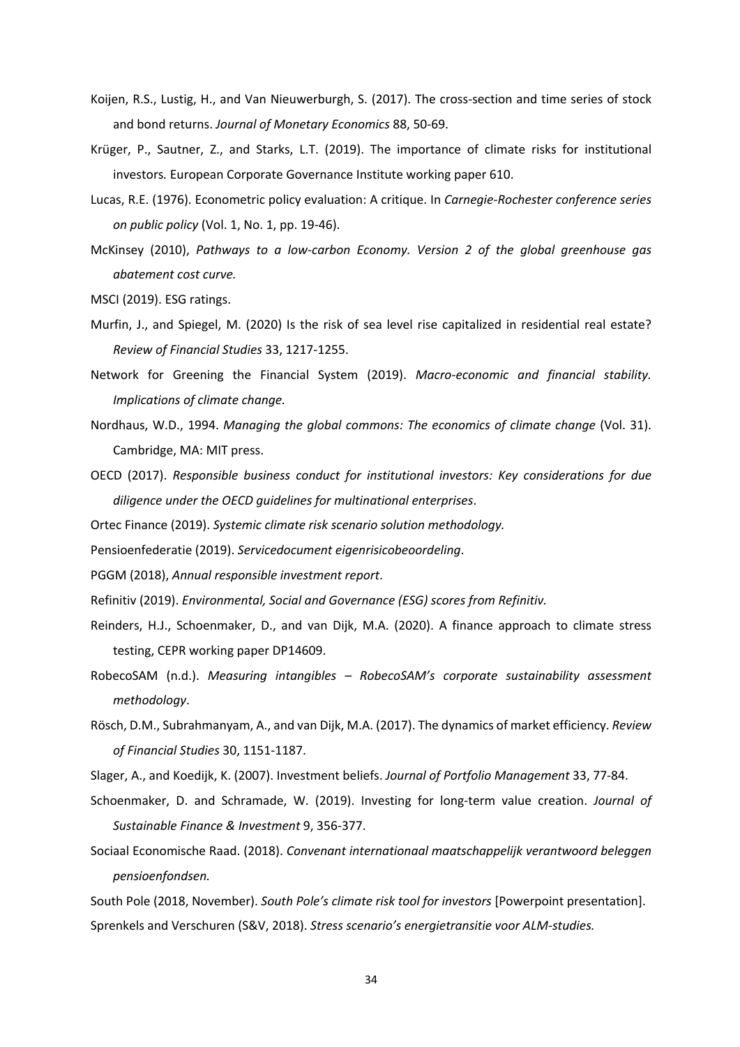Koijen, R.S., Lustig, H., and Van Nieuwerburgh, S. (2017). The cross-section and time series of stock and bond returns. *Journal of Monetary Economics* 88, 50-69.

Krüger, P., Sautner, Z., and Starks, L.T. (2019). The importance of climate risks for institutional investors*.* European Corporate Governance Institute working paper 610.

Lucas, R.E. (1976). Econometric policy evaluation: A critique. In *Carnegie-Rochester conference series on public policy* (Vol. 1, No. 1, pp. 19-46).

McKinsey (2010), *Pathways to a low-carbon Economy. Version 2 of the global greenhouse gas abatement cost curve.*

MSCI (2019). ESG ratings.

Murfin, J., and Spiegel, M. (2020) Is the risk of sea level rise capitalized in residential real estate? *Review of Financial Studies* 33, 1217-1255.

Network for Greening the Financial System (2019). *Macro-economic and financial stability. Implications of climate change.*

Nordhaus, W.D., 1994. *Managing the global commons: The economics of climate change* (Vol. 31). Cambridge, MA: MIT press.

OECD (2017). *Responsible business conduct for institutional investors: Key considerations for due diligence under the OECD guidelines for multinational enterprises*.

Ortec Finance (2019). *Systemic climate risk scenario solution methodology.*

Pensioenfederatie (2019). *Servicedocument eigenrisicobeoordeling*.

PGGM (2018), *Annual responsible investment report*.

Refinitiv (2019). *Environmental, Social and Governance (ESG) scores from Refinitiv.*

Reinders, H.J., Schoenmaker, D., and van Dijk, M.A. (2020). A finance approach to climate stress testing, CEPR working paper DP14609.

RobecoSAM (n.d.). *Measuring intangibles – RobecoSAM's corporate sustainability assessment methodology*.

Rösch, D.M., Subrahmanyam, A., and van Dijk, M.A. (2017). The dynamics of market efficiency. *Review of Financial Studies* 30, 1151-1187.

Slager, A., and Koedijk, K. (2007). Investment beliefs. *Journal of Portfolio Management* 33, 77-84.

Schoenmaker, D. and Schramade, W. (2019). Investing for long-term value creation. *Journal of Sustainable Finance & Investment* 9, 356-377.

Sociaal Economische Raad. (2018). *Convenant internationaal maatschappelijk verantwoord beleggen pensioenfondsen.*

South Pole (2018, November). *South Pole's climate risk tool for investors* [Powerpoint presentation].

Sprenkels and Verschuren (S&V, 2018). *Stress scenario's energietransitie voor ALM-studies.*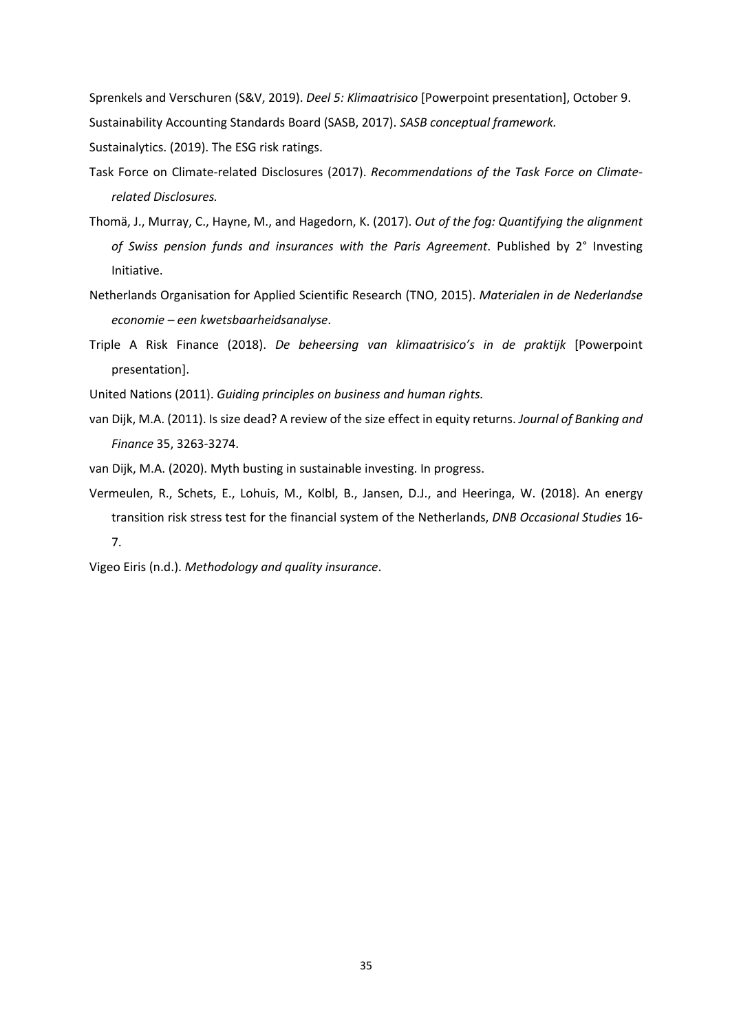Sprenkels and Verschuren (S&V, 2019). *Deel 5: Klimaatrisico* [Powerpoint presentation], October 9.

Sustainability Accounting Standards Board (SASB, 2017). *SASB conceptual framework.*

Sustainalytics. (2019). The ESG risk ratings.

Task Force on Climate-related Disclosures (2017). *Recommendations of the Task Force on Climate-related Disclosures.*

Thomä, J., Murray, C., Hayne, M., and Hagedorn, K. (2017). *Out of the fog: Quantifying the alignment of Swiss pension funds and insurances with the Paris Agreement*. Published by 2° Investing Initiative.

Netherlands Organisation for Applied Scientific Research (TNO, 2015). *Materialen in de Nederlandse economie – een kwetsbaarheidsanalyse*.

Triple A Risk Finance (2018). *De beheersing van klimaatrisico's in de praktijk* [Powerpoint presentation].

United Nations (2011). *Guiding principles on business and human rights.*

van Dijk, M.A. (2011). Is size dead? A review of the size effect in equity returns. *Journal of Banking and Finance* 35, 3263-3274.

van Dijk, M.A. (2020). Myth busting in sustainable investing. In progress.

Vermeulen, R., Schets, E., Lohuis, M., Kolbl, B., Jansen, D.J., and Heeringa, W. (2018). An energy transition risk stress test for the financial system of the Netherlands, *DNB Occasional Studies* 16-7.

Vigeo Eiris (n.d.). *Methodology and quality insurance*.